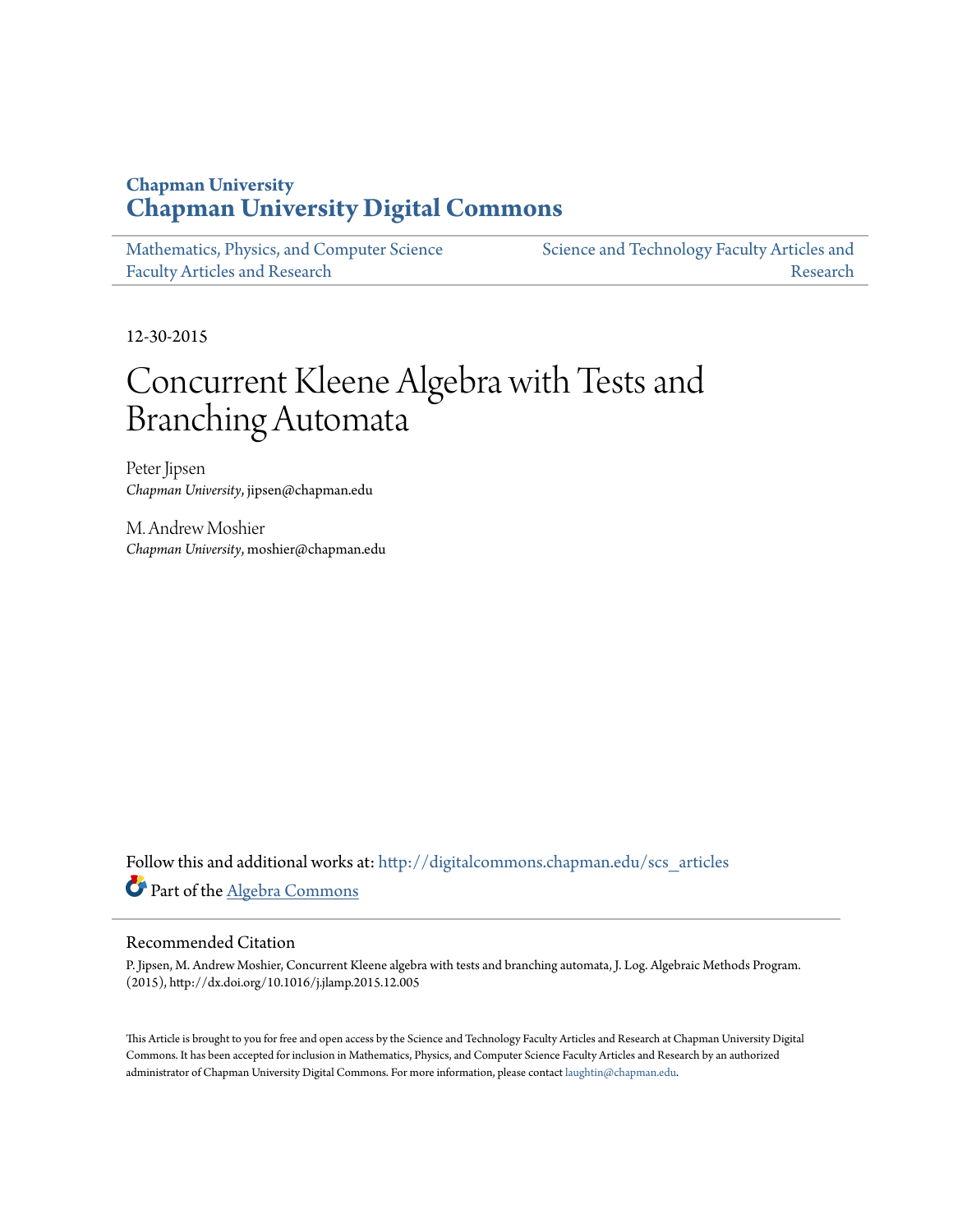**Chapman University**

# Chapman University Digital Commons

Mathematics, Physics, and Computer Science Faculty Articles and Research

Science and Technology Faculty Articles and Research

12-30-2015

# Concurrent Kleene Algebra with Tests and Branching Automata

Peter Jipsen
*Chapman University*, jipsen@chapman.edu

M. Andrew Moshier
*Chapman University*, moshier@chapman.edu

Follow this and additional works at: http://digitalcommons.chapman.edu/scs_articles

Part of the Algebra Commons

## Recommended Citation

P. Jipsen, M. Andrew Moshier, Concurrent Kleene algebra with tests and branching automata, J. Log. Algebraic Methods Program. (2015), http://dx.doi.org/10.1016/j.jlamp.2015.12.005

This Article is brought to you for free and open access by the Science and Technology Faculty Articles and Research at Chapman University Digital Commons. It has been accepted for inclusion in Mathematics, Physics, and Computer Science Faculty Articles and Research by an authorized administrator of Chapman University Digital Commons. For more information, please contact laughtin@chapman.edu.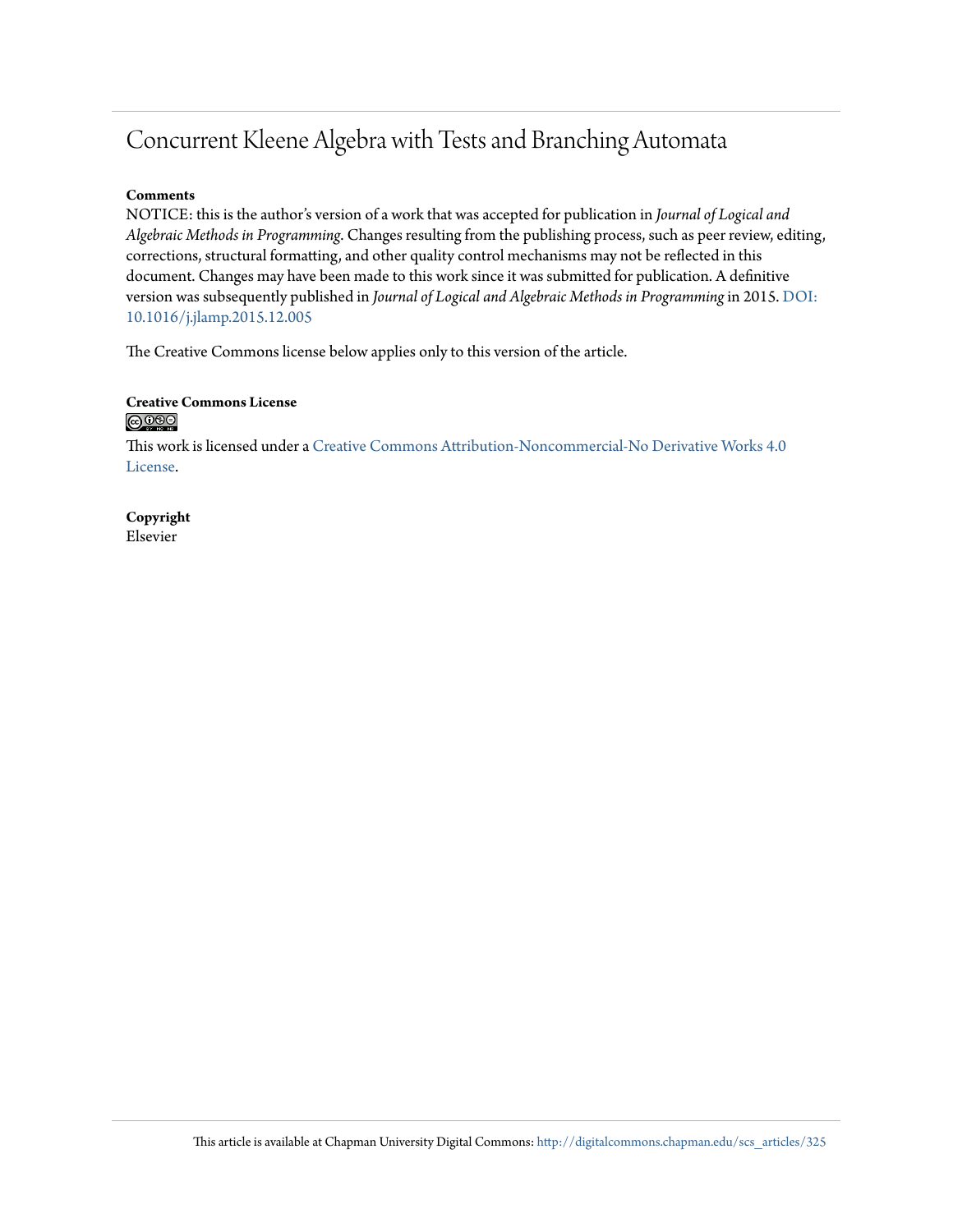# Concurrent Kleene Algebra with Tests and Branching Automata

**Comments**

NOTICE: this is the author's version of a work that was accepted for publication in *Journal of Logical and Algebraic Methods in Programming*. Changes resulting from the publishing process, such as peer review, editing, corrections, structural formatting, and other quality control mechanisms may not be reflected in this document. Changes may have been made to this work since it was submitted for publication. A definitive version was subsequently published in *Journal of Logical and Algebraic Methods in Programming* in 2015. DOI: 10.1016/j.jlamp.2015.12.005

The Creative Commons license below applies only to this version of the article.

**Creative Commons License**

This work is licensed under a Creative Commons Attribution-Noncommercial-No Derivative Works 4.0 License.

**Copyright**

Elsevier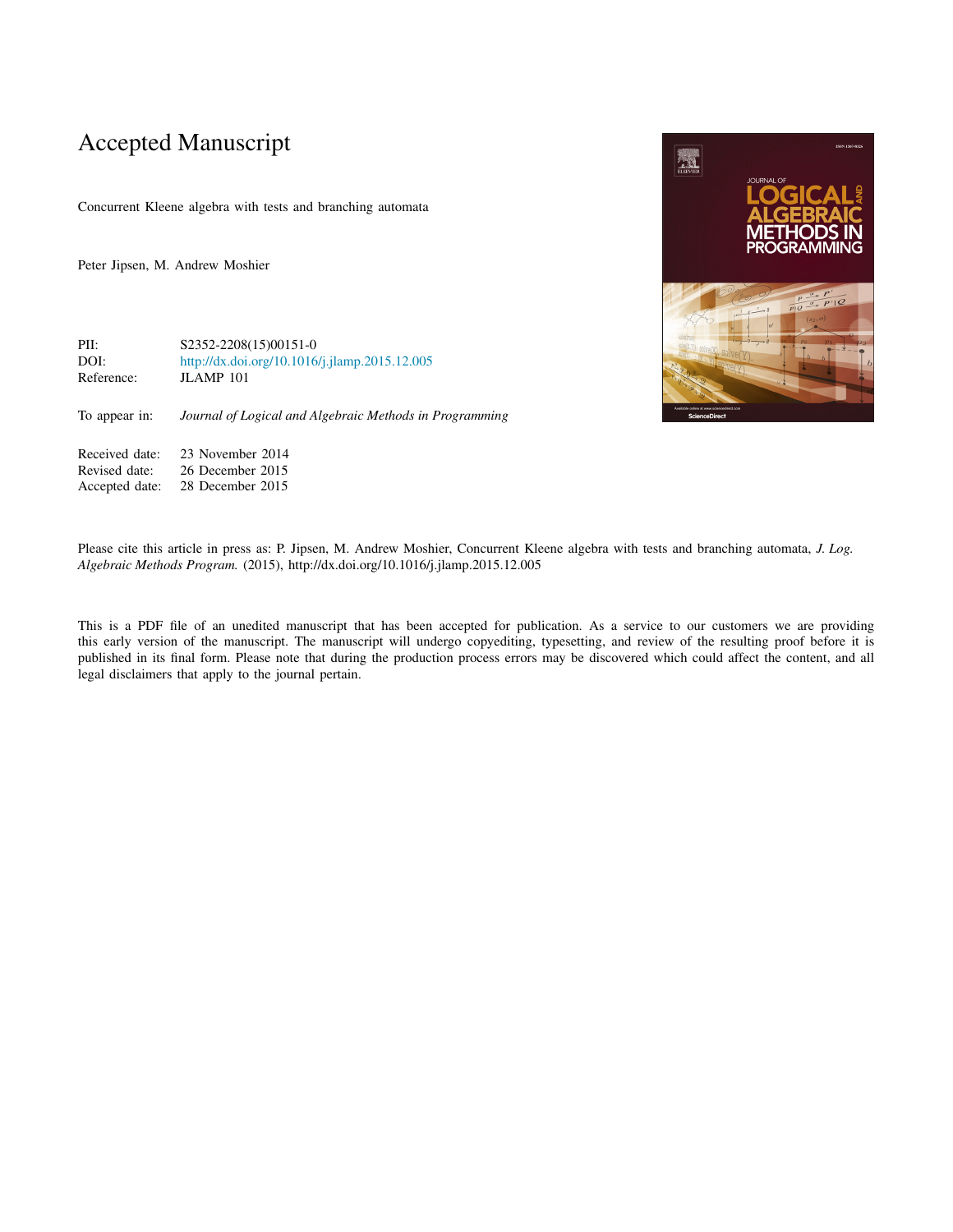# Accepted Manuscript

Concurrent Kleene algebra with tests and branching automata

Peter Jipsen, M. Andrew Moshier

| | |
|---|---|
| PII: | S2352-2208(15)00151-0 |
| DOI: | http://dx.doi.org/10.1016/j.jlamp.2015.12.005 |
| Reference: | JLAMP 101 |

To appear in: *Journal of Logical and Algebraic Methods in Programming*

| | |
|---|---|
| Received date: | 23 November 2014 |
| Revised date: | 26 December 2015 |
| Accepted date: | 28 December 2015 |

Please cite this article in press as: P. Jipsen, M. Andrew Moshier, Concurrent Kleene algebra with tests and branching automata, *J. Log. Algebraic Methods Program.* (2015), http://dx.doi.org/10.1016/j.jlamp.2015.12.005

This is a PDF file of an unedited manuscript that has been accepted for publication. As a service to our customers we are providing this early version of the manuscript. The manuscript will undergo copyediting, typesetting, and review of the resulting proof before it is published in its final form. Please note that during the production process errors may be discovered which could affect the content, and all legal disclaimers that apply to the journal pertain.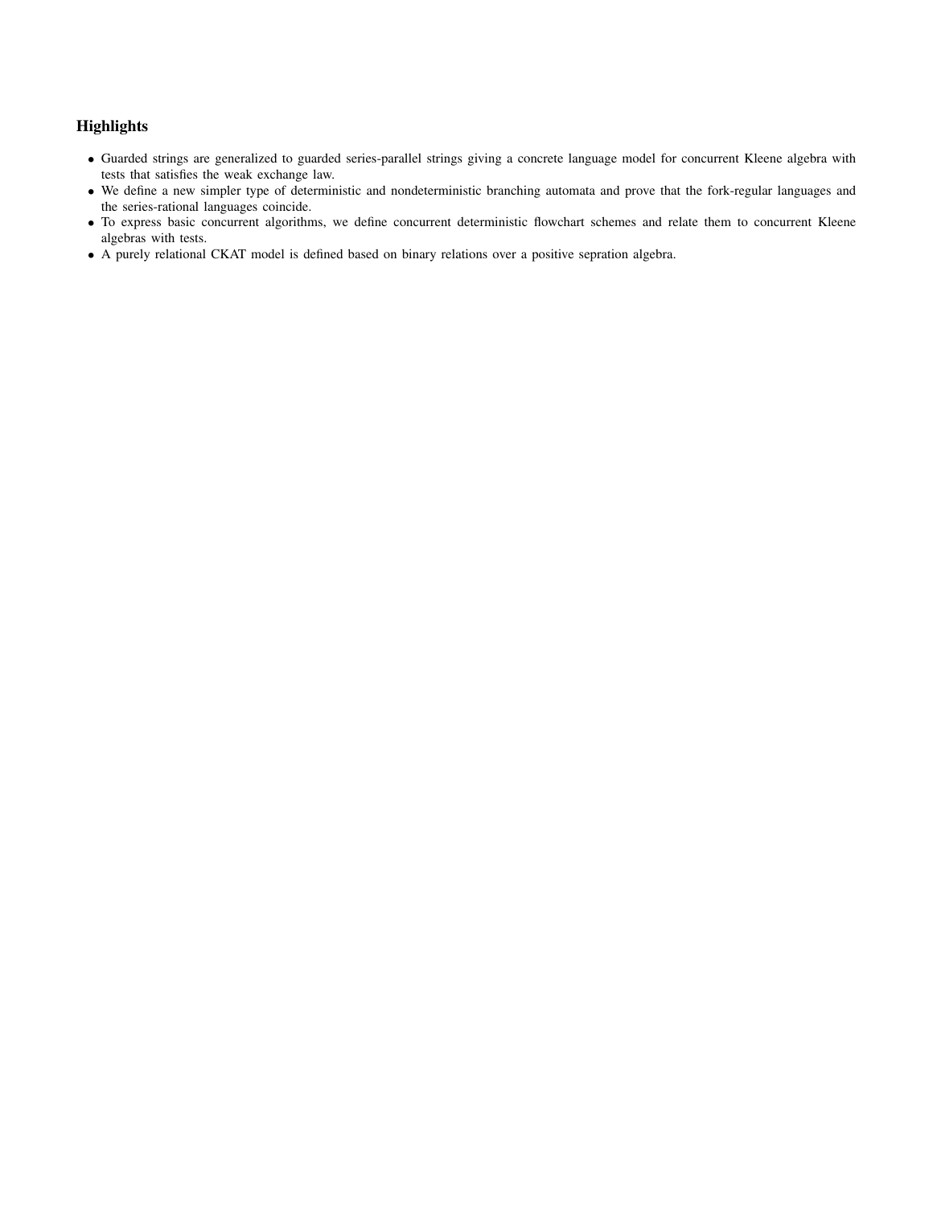## Highlights

- Guarded strings are generalized to guarded series-parallel strings giving a concrete language model for concurrent Kleene algebra with tests that satisfies the weak exchange law.
- We define a new simpler type of deterministic and nondeterministic branching automata and prove that the fork-regular languages and the series-rational languages coincide.
- To express basic concurrent algorithms, we define concurrent deterministic flowchart schemes and relate them to concurrent Kleene algebras with tests.
- A purely relational CKAT model is defined based on binary relations over a positive sepration algebra.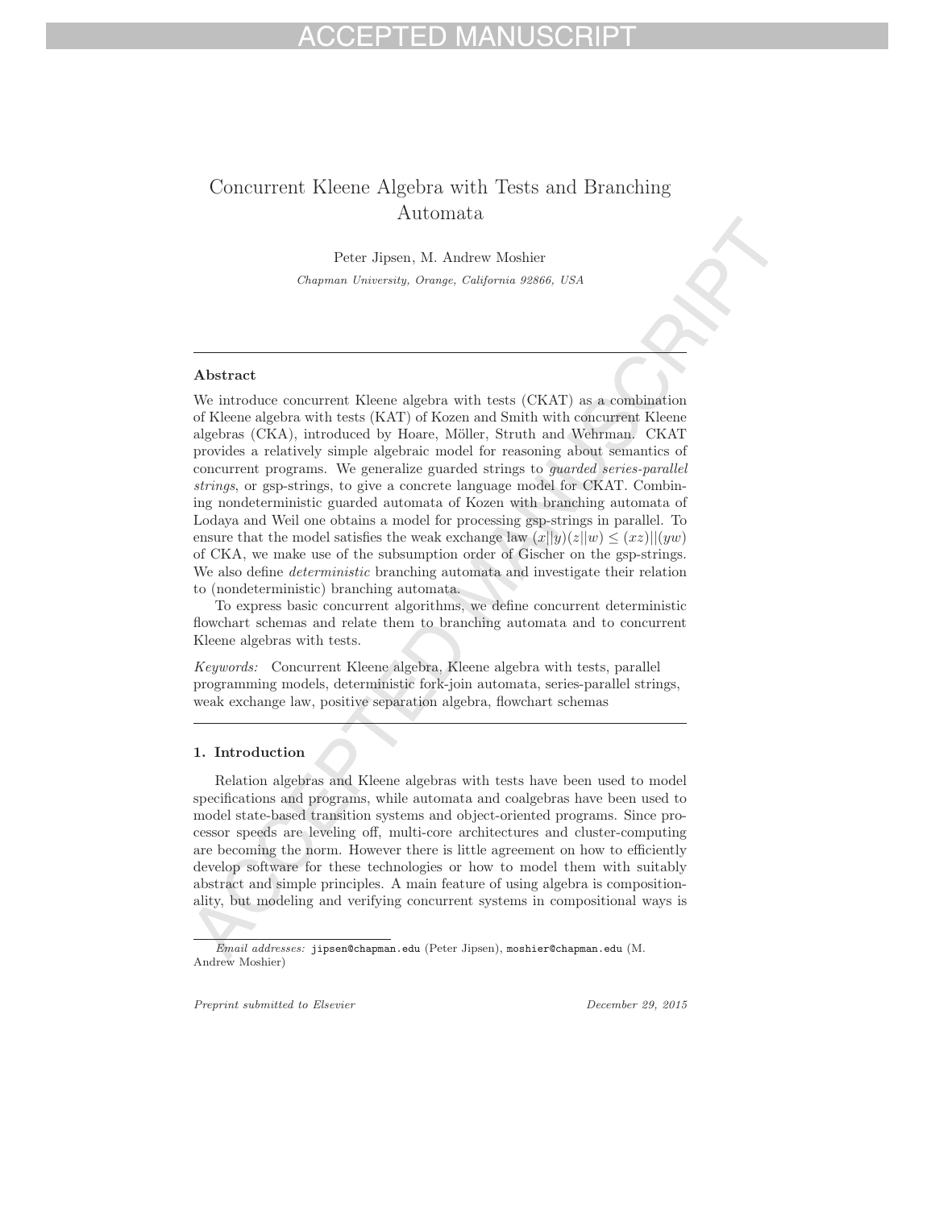# Concurrent Kleene Algebra with Tests and Branching Automata

Peter Jipsen, M. Andrew Moshier

*Chapman University, Orange, California 92866, USA*

---

## Abstract

We introduce concurrent Kleene algebra with tests (CKAT) as a combination of Kleene algebra with tests (KAT) of Kozen and Smith with concurrent Kleene algebras (CKA), introduced by Hoare, Möller, Struth and Wehrman. CKAT provides a relatively simple algebraic model for reasoning about semantics of concurrent programs. We generalize guarded strings to *guarded series-parallel strings*, or gsp-strings, to give a concrete language model for CKAT. Combining nondeterministic guarded automata of Kozen with branching automata of Lodaya and Weil one obtains a model for processing gsp-strings in parallel. To ensure that the model satisfies the weak exchange law $(x||y)(z||w) \le (xz)||(yw)$ of CKA, we make use of the subsumption order of Gischer on the gsp-strings. We also define *deterministic* branching automata and investigate their relation to (nondeterministic) branching automata.

To express basic concurrent algorithms, we define concurrent deterministic flowchart schemas and relate them to branching automata and to concurrent Kleene algebras with tests.

*Keywords:* Concurrent Kleene algebra, Kleene algebra with tests, parallel programming models, deterministic fork-join automata, series-parallel strings, weak exchange law, positive separation algebra, flowchart schemas

---

## 1. Introduction

Relation algebras and Kleene algebras with tests have been used to model specifications and programs, while automata and coalgebras have been used to model state-based transition systems and object-oriented programs. Since processor speeds are leveling off, multi-core architectures and cluster-computing are becoming the norm. However there is little agreement on how to efficiently develop software for these technologies or how to model them with suitably abstract and simple principles. A main feature of using algebra is compositionality, but modeling and verifying concurrent systems in compositional ways is

*Email addresses:* jipsen@chapman.edu (Peter Jipsen), moshier@chapman.edu (M. Andrew Moshier)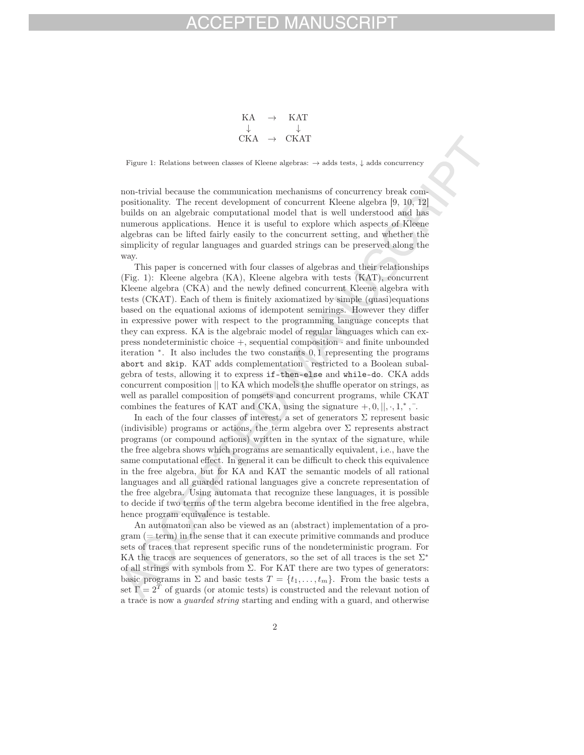$$
\begin{array}{ccc}
\text{KA} & \rightarrow & \text{KAT} \\
\downarrow & & \downarrow \\
\text{CKA} & \rightarrow & \text{CKAT}
\end{array}
$$

Figure 1: Relations between classes of Kleene algebras: $\rightarrow$ adds tests, $\downarrow$ adds concurrency

non-trivial because the communication mechanisms of concurrency break compositionality. The recent development of concurrent Kleene algebra [9, 10, 12] builds on an algebraic computational model that is well understood and has numerous applications. Hence it is useful to explore which aspects of Kleene algebras can be lifted fairly easily to the concurrent setting, and whether the simplicity of regular languages and guarded strings can be preserved along the way.

This paper is concerned with four classes of algebras and their relationships (Fig. 1): Kleene algebra (KA), Kleene algebra with tests (KAT), concurrent Kleene algebra (CKA) and the newly defined concurrent Kleene algebra with tests (CKAT). Each of them is finitely axiomatized by simple (quasi)equations based on the equational axioms of idempotent semirings. However they differ in expressive power with respect to the programming language concepts that they can express. KA is the algebraic model of regular languages which can express nondeterministic choice $+$, sequential composition $\cdot$ and finite unbounded iteration $^*$. It also includes the two constants $0, 1$ representing the programs `abort` and `skip`. KAT adds complementation $\bar{\ }$ restricted to a Boolean subalgebra of tests, allowing it to express `if-then-else` and `while-do`. CKA adds concurrent composition $||$ to KA which models the shuffle operator on strings, as well as parallel composition of pomsets and concurrent programs, while CKAT combines the features of KAT and CKA, using the signature $+, 0, ||, \cdot, 1, ^*, \bar{\ }$.

In each of the four classes of interest, a set of generators $\Sigma$ represent basic (indivisible) programs or actions, the term algebra over $\Sigma$ represents abstract programs (or compound actions) written in the syntax of the signature, while the free algebra shows which programs are semantically equivalent, i.e., have the same computational effect. In general it can be difficult to check this equivalence in the free algebra, but for KA and KAT the semantic models of all rational languages and all guarded rational languages give a concrete representation of the free algebra. Using automata that recognize these languages, it is possible to decide if two terms of the term algebra become identified in the free algebra, hence program equivalence is testable.

An automaton can also be viewed as an (abstract) implementation of a program (= term) in the sense that it can execute primitive commands and produce sets of traces that represent specific runs of the nondeterministic program. For KA the traces are sequences of generators, so the set of all traces is the set $\Sigma^*$ of all strings with symbols from $\Sigma$. For KAT there are two types of generators: basic programs in $\Sigma$ and basic tests $T = \{t_1, \ldots, t_m\}$. From the basic tests a set $\Gamma = 2^T$ of guards (or atomic tests) is constructed and the relevant notion of a trace is now a *guarded string* starting and ending with a guard, and otherwise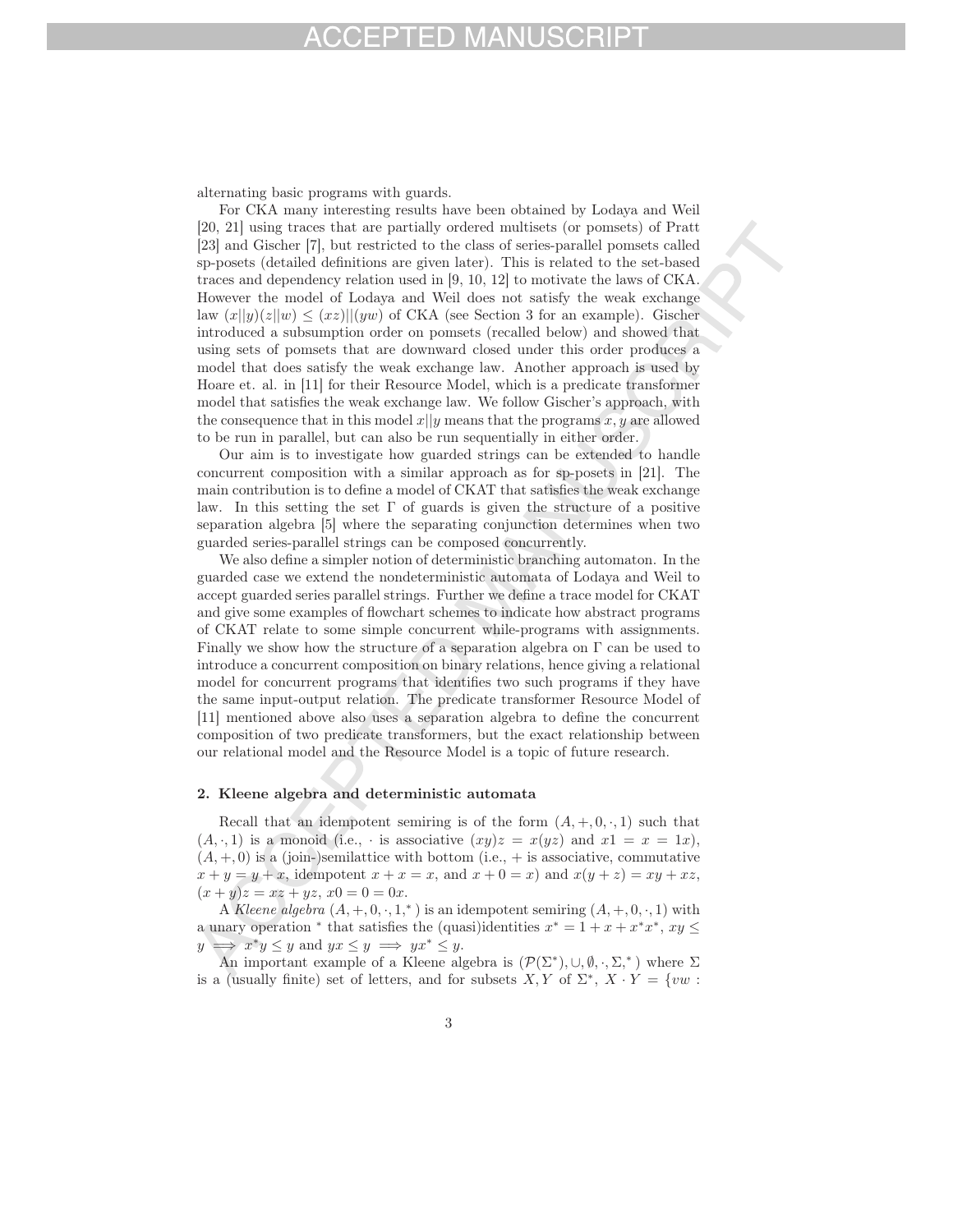alternating basic programs with guards.

For CKA many interesting results have been obtained by Lodaya and Weil [20, 21] using traces that are partially ordered multisets (or pomsets) of Pratt [23] and Gischer [7], but restricted to the class of series-parallel pomsets called sp-posets (detailed definitions are given later). This is related to the set-based traces and dependency relation used in [9, 10, 12] to motivate the laws of CKA. However the model of Lodaya and Weil does not satisfy the weak exchange law $(x||y)(z||w) \leq (xz)||(yw)$ of CKA (see Section 3 for an example). Gischer introduced a subsumption order on pomsets (recalled below) and showed that using sets of pomsets that are downward closed under this order produces a model that does satisfy the weak exchange law. Another approach is used by Hoare et. al. in [11] for their Resource Model, which is a predicate transformer model that satisfies the weak exchange law. We follow Gischer's approach, with the consequence that in this model $x||y$ means that the programs $x, y$ are allowed to be run in parallel, but can also be run sequentially in either order.

Our aim is to investigate how guarded strings can be extended to handle concurrent composition with a similar approach as for sp-posets in [21]. The main contribution is to define a model of CKAT that satisfies the weak exchange law. In this setting the set $\Gamma$ of guards is given the structure of a positive separation algebra [5] where the separating conjunction determines when two guarded series-parallel strings can be composed concurrently.

We also define a simpler notion of deterministic branching automaton. In the guarded case we extend the nondeterministic automata of Lodaya and Weil to accept guarded series parallel strings. Further we define a trace model for CKAT and give some examples of flowchart schemes to indicate how abstract programs of CKAT relate to some simple concurrent while-programs with assignments. Finally we show how the structure of a separation algebra on $\Gamma$ can be used to introduce a concurrent composition on binary relations, hence giving a relational model for concurrent programs that identifies two such programs if they have the same input-output relation. The predicate transformer Resource Model of [11] mentioned above also uses a separation algebra to define the concurrent composition of two predicate transformers, but the exact relationship between our relational model and the Resource Model is a topic of future research.

## 2. Kleene algebra and deterministic automata

Recall that an idempotent semiring is of the form $(A, +, 0, \cdot, 1)$ such that $(A, \cdot, 1)$ is a monoid (i.e., $\cdot$ is associative $(xy)z = x(yz)$ and $x1 = x = 1x$), $(A, +, 0)$ is a (join-)semilattice with bottom (i.e., $+$ is associative, commutative $x + y = y + x$, idempotent $x + x = x$, and $x + 0 = x$) and $x(y + z) = xy + xz$, $(x + y)z = xz + yz$, $x0 = 0 = 0x$.

A *Kleene algebra* $(A, +, 0, \cdot, 1, ^*)$ is an idempotent semiring $(A, +, 0, \cdot, 1)$ with a unary operation $^*$ that satisfies the (quasi)identities $x^* = 1 + x + x^*x^*$, $xy \leq y \implies x^*y \leq y$ and $yx \leq y \implies yx^* \leq y$.

An important example of a Kleene algebra is $(\mathcal{P}(\Sigma^*), \cup, \emptyset, \cdot, \Sigma, ^*)$ where $\Sigma$ is a (usually finite) set of letters, and for subsets $X, Y$ of $\Sigma^*$, $X \cdot Y = \{vw :$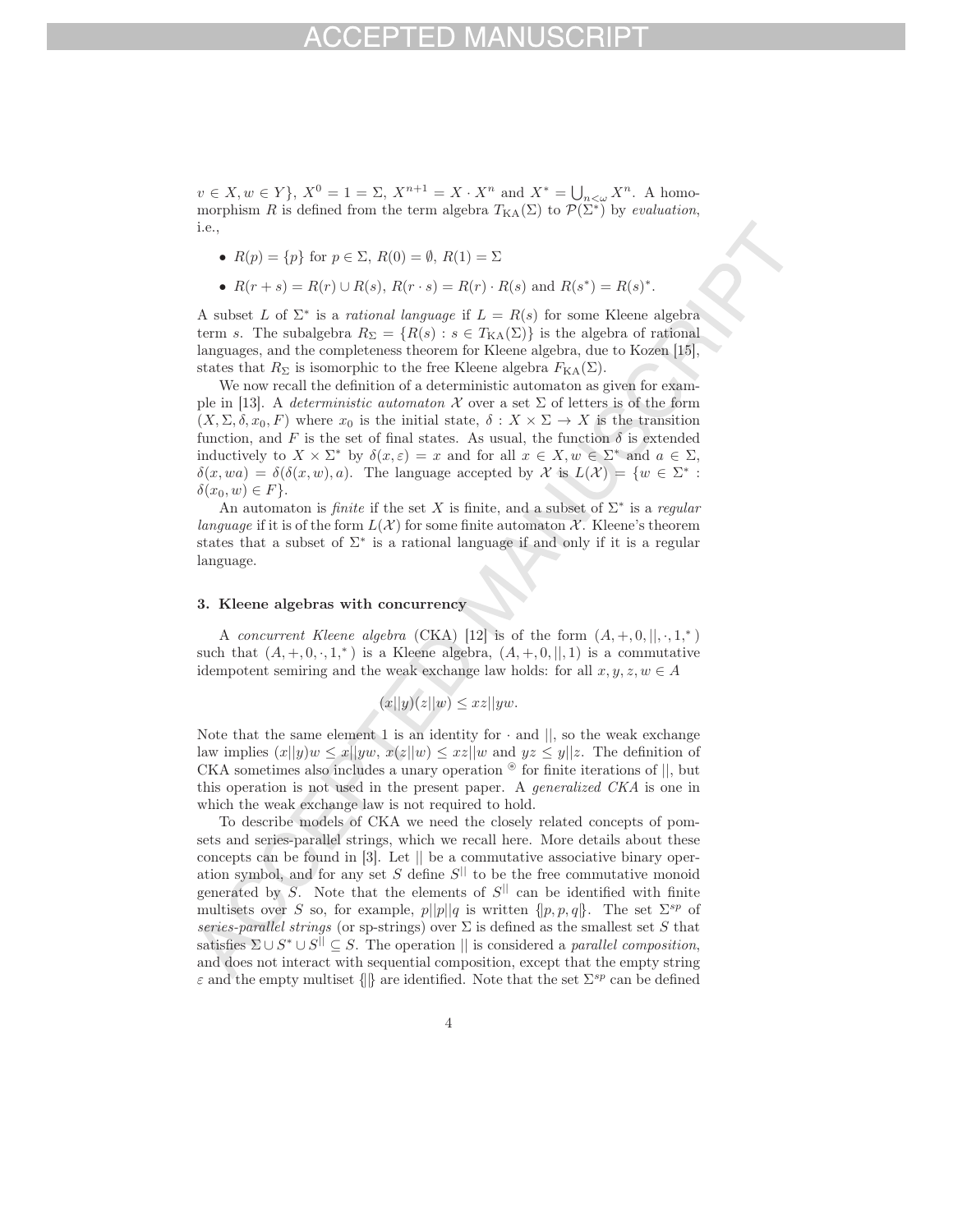$v \in X, w \in Y\}$, $X^0 = 1 = \Sigma$, $X^{n+1} = X \cdot X^n$ and $X^* = \bigcup_{n<\omega} X^n$. A homomorphism $R$ is defined from the term algebra $T_{\mathrm{KA}}(\Sigma)$ to $\mathcal{P}(\Sigma^*)$ by *evaluation*, i.e.,

- $R(p) = \{p\}$ for $p \in \Sigma$, $R(0) = \emptyset$, $R(1) = \Sigma$
- $R(r + s) = R(r) \cup R(s)$, $R(r \cdot s) = R(r) \cdot R(s)$ and $R(s^*) = R(s)^*$.

A subset $L$ of $\Sigma^*$ is a *rational language* if $L = R(s)$ for some Kleene algebra term $s$. The subalgebra $R_\Sigma = \{R(s) : s \in T_{\mathrm{KA}}(\Sigma)\}$ is the algebra of rational languages, and the completeness theorem for Kleene algebra, due to Kozen [15], states that $R_\Sigma$ is isomorphic to the free Kleene algebra $F_{\mathrm{KA}}(\Sigma)$.

We now recall the definition of a deterministic automaton as given for example in [13]. A *deterministic automaton* $\mathcal{X}$ over a set $\Sigma$ of letters is of the form $(X, \Sigma, \delta, x_0, F)$ where $x_0$ is the initial state, $\delta : X \times \Sigma \to X$ is the transition function, and $F$ is the set of final states. As usual, the function $\delta$ is extended inductively to $X \times \Sigma^*$ by $\delta(x, \varepsilon) = x$ and for all $x \in X, w \in \Sigma^*$ and $a \in \Sigma$, $\delta(x, wa) = \delta(\delta(x, w), a)$. The language accepted by $\mathcal{X}$ is $L(\mathcal{X}) = \{w \in \Sigma^* : \delta(x_0, w) \in F\}$.

An automaton is *finite* if the set $X$ is finite, and a subset of $\Sigma^*$ is a *regular language* if it is of the form $L(\mathcal{X})$ for some finite automaton $\mathcal{X}$. Kleene's theorem states that a subset of $\Sigma^*$ is a rational language if and only if it is a regular language.

### 3. Kleene algebras with concurrency

A *concurrent Kleene algebra* (CKA) [12] is of the form $(A, +, 0, ||, \cdot, 1, ^*)$ such that $(A, +, 0, \cdot, 1, ^*)$ is a Kleene algebra, $(A, +, 0, ||, 1)$ is a commutative idempotent semiring and the weak exchange law holds: for all $x, y, z, w \in A$

$$(x||y)(z||w) \leq xz||yw.$$

Note that the same element 1 is an identity for $\cdot$ and $||$, so the weak exchange law implies $(x||y)w \leq x||yw$, $x(z||w) \leq xz||w$ and $yz \leq y||z$. The definition of CKA sometimes also includes a unary operation $^{\circledast}$ for finite iterations of $||$, but this operation is not used in the present paper. A *generalized CKA* is one in which the weak exchange law is not required to hold.

To describe models of CKA we need the closely related concepts of pomsets and series-parallel strings, which we recall here. More details about these concepts can be found in [3]. Let $||$ be a commutative associative binary operation symbol, and for any set $S$ define $S^{||}$ to be the free commutative monoid generated by $S$. Note that the elements of $S^{||}$ can be identified with finite multisets over $S$ so, for example, $p||p||q$ is written $\{\!|p, p, q|\!\}$. The set $\Sigma^{sp}$ of *series-parallel strings* (or sp-strings) over $\Sigma$ is defined as the smallest set $S$ that satisfies $\Sigma \cup S^* \cup S^{||} \subseteq S$. The operation $||$ is considered a *parallel composition*, and does not interact with sequential composition, except that the empty string $\varepsilon$ and the empty multiset $\{\!|\,|\!\}$ are identified. Note that the set $\Sigma^{sp}$ can be defined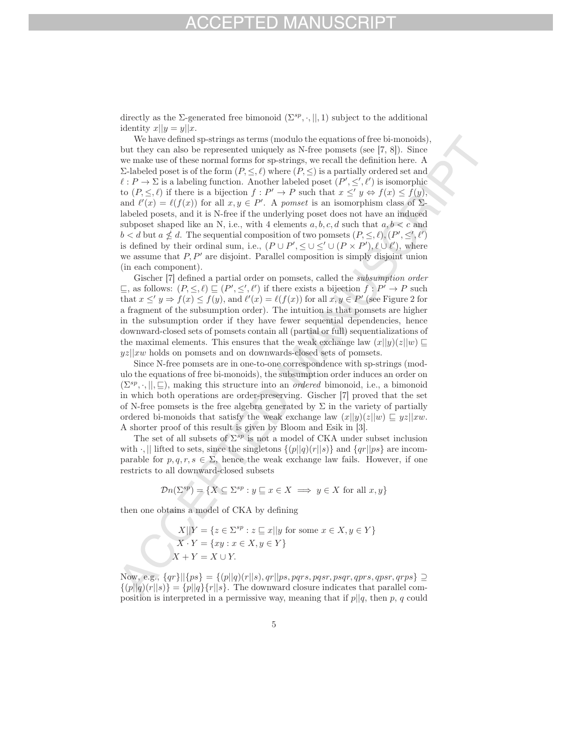directly as the $\Sigma$-generated free bimonoid $(\Sigma^{sp}, \cdot, ||, 1)$ subject to the additional identity $x||y = y||x$.

We have defined sp-strings as terms (modulo the equations of free bi-monoids), but they can also be represented uniquely as N-free pomsets (see [7, 8]). Since we make use of these normal forms for sp-strings, we recall the definition here. A $\Sigma$-labeled poset is of the form $(P, \leq, \ell)$ where $(P, \leq)$ is a partially ordered set and $\ell : P \to \Sigma$ is a labeling function. Another labeled poset $(P', \leq', \ell')$ is isomorphic to $(P, \leq, \ell)$ if there is a bijection $f : P' \to P$ such that $x \leq' y \Leftrightarrow f(x) \leq f(y)$, and $\ell'(x) = \ell(f(x))$ for all $x, y \in P'$. A *pomset* is an isomorphism class of $\Sigma$-labeled posets, and it is N-free if the underlying poset does not have an induced subposet shaped like an N, i.e., with 4 elements $a, b, c, d$ such that $a, b < c$ and $b < d$ but $a \nleq d$. The sequential composition of two pomsets $(P, \leq, \ell), (P', \leq', \ell')$ is defined by their ordinal sum, i.e., $(P \cup P', \leq \cup \leq' \cup (P \times P'), \ell \cup \ell')$, where we assume that $P, P'$ are disjoint. Parallel composition is simply disjoint union (in each component).

Gischer [7] defined a partial order on pomsets, called the *subsumption order* $\sqsubseteq$, as follows: $(P, \leq, \ell) \sqsubseteq (P', \leq', \ell')$ if there exists a bijection $f : P' \to P$ such that $x \leq' y \Rightarrow f(x) \leq f(y)$, and $\ell'(x) = \ell(f(x))$ for all $x, y \in P'$ (see Figure 2 for a fragment of the subsumption order). The intuition is that pomsets are higher in the subsumption order if they have fewer sequential dependencies, hence downward-closed sets of pomsets contain all (partial or full) sequentializations of the maximal elements. This ensures that the weak exchange law $(x||y)(z||w) \sqsubseteq yz||xw$ holds on pomsets and on downwards-closed sets of pomsets.

Since N-free pomsets are in one-to-one correspondence with sp-strings (modulo the equations of free bi-monoids), the subsumption order induces an order on $(\Sigma^{sp}, \cdot, ||, \sqsubseteq)$, making this structure into an *ordered* bimonoid, i.e., a bimonoid in which both operations are order-preserving. Gischer [7] proved that the set of N-free pomsets is the free algebra generated by $\Sigma$ in the variety of partially ordered bi-monoids that satisfy the weak exchange law $(x||y)(z||w) \sqsubseteq yz||xw$. A shorter proof of this result is given by Bloom and Esik in [3].

The set of all subsets of $\Sigma^{sp}$ is not a model of CKA under subset inclusion with $\cdot, ||$ lifted to sets, since the singletons $\{(p||q)(r||s)\}$ and $\{qr||ps\}$ are incomparable for $p, q, r, s \in \Sigma$, hence the weak exchange law fails. However, if one restricts to all downward-closed subsets

$$\mathcal{D}n(\Sigma^{sp}) = \{X \subseteq \Sigma^{sp} : y \sqsubseteq x \in X \implies y \in X \text{ for all } x, y\}$$

then one obtains a model of CKA by defining

$$\begin{aligned} X||Y &= \{z \in \Sigma^{sp} : z \sqsubseteq x||y \text{ for some } x \in X, y \in Y\} \\ X \cdot Y &= \{xy : x \in X, y \in Y\} \\ X + Y &= X \cup Y. \end{aligned}$$

Now, e.g., $\{qr\}||\{ps\} = \{(p||q)(r||s), qr||ps, pqrs, pqsr, psqr, qprs, qpsr, qrps\} \supseteq \{(p||q)(r||s)\} = \{p||q\}\{r||s\}$. The downward closure indicates that parallel composition is interpreted in a permissive way, meaning that if $p||q$, then $p$, $q$ could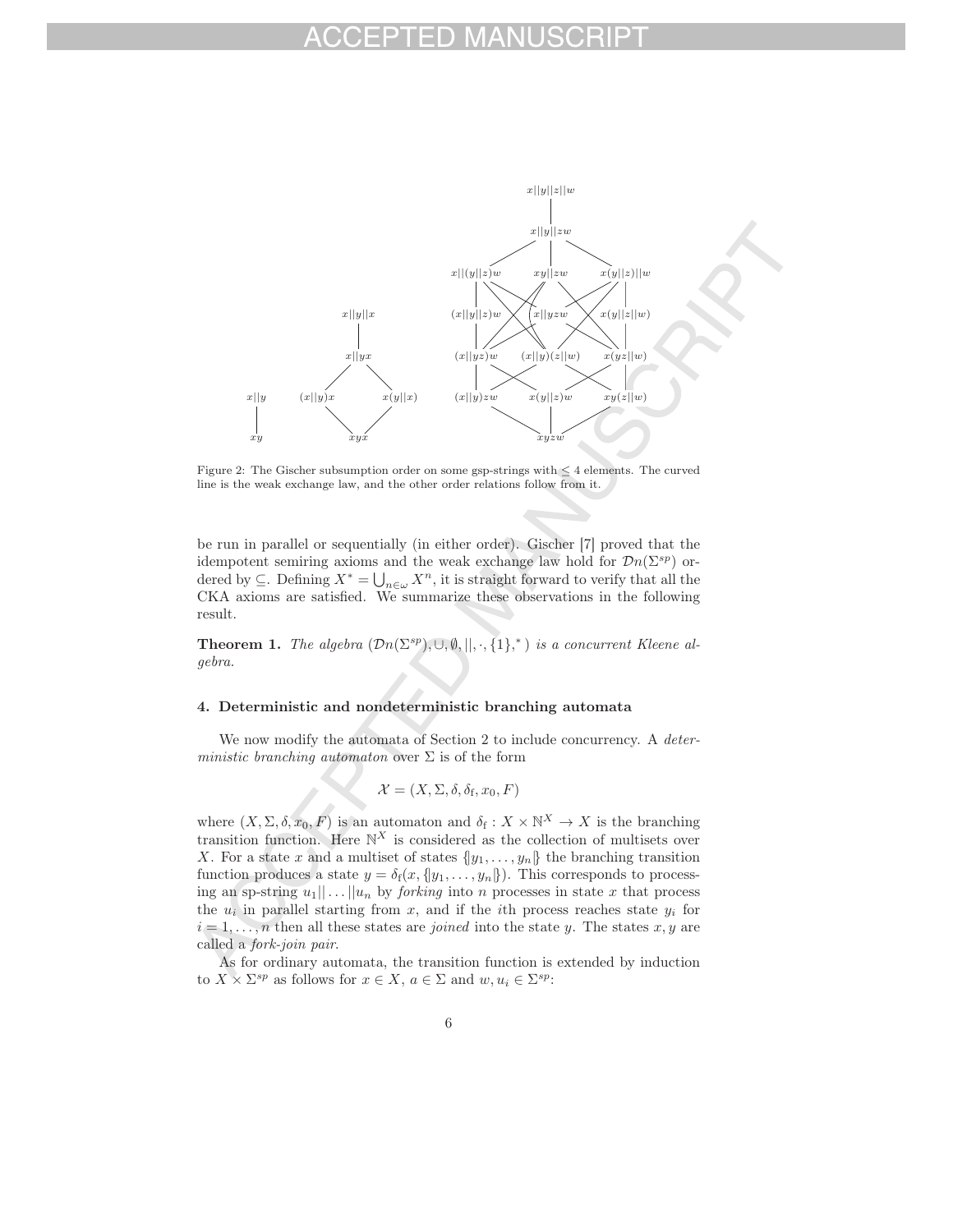Figure 2: The Gischer subsumption order on some gsp-strings with $\leq 4$ elements. The curved line is the weak exchange law, and the other order relations follow from it.

be run in parallel or sequentially (in either order). Gischer [7] proved that the idempotent semiring axioms and the weak exchange law hold for $\mathcal{D}n(\Sigma^{sp})$ ordered by $\subseteq$. Defining $X^* = \bigcup_{n\in\omega} X^n$, it is straight forward to verify that all the CKA axioms are satisfied. We summarize these observations in the following result.

**Theorem 1.** *The algebra $(\mathcal{D}n(\Sigma^{sp}), \cup, \emptyset, ||, \cdot, \{1\}, ^*)$ is a concurrent Kleene algebra.*

### 4. Deterministic and nondeterministic branching automata

We now modify the automata of Section 2 to include concurrency. A *deterministic branching automaton* over $\Sigma$ is of the form

$$\mathcal{X} = (X, \Sigma, \delta, \delta_{\mathrm{f}}, x_0, F)$$

where $(X, \Sigma, \delta, x_0, F)$ is an automaton and $\delta_{\mathrm{f}} : X \times \mathbb{N}^X \to X$ is the branching transition function. Here $\mathbb{N}^X$ is considered as the collection of multisets over $X$. For a state $x$ and a multiset of states $\{\!|y_1, \ldots, y_n|\!\}$ the branching transition function produces a state $y = \delta_{\mathrm{f}}(x, \{\!|y_1, \ldots, y_n|\!\})$. This corresponds to processing an sp-string $u_1|| \ldots ||u_n$ by *forking* into $n$ processes in state $x$ that process the $u_i$ in parallel starting from $x$, and if the $i$th process reaches state $y_i$ for $i = 1, \ldots, n$ then all these states are *joined* into the state $y$. The states $x, y$ are called a *fork-join pair*.

As for ordinary automata, the transition function is extended by induction to $X \times \Sigma^{sp}$ as follows for $x \in X$, $a \in \Sigma$ and $w, u_i \in \Sigma^{sp}$: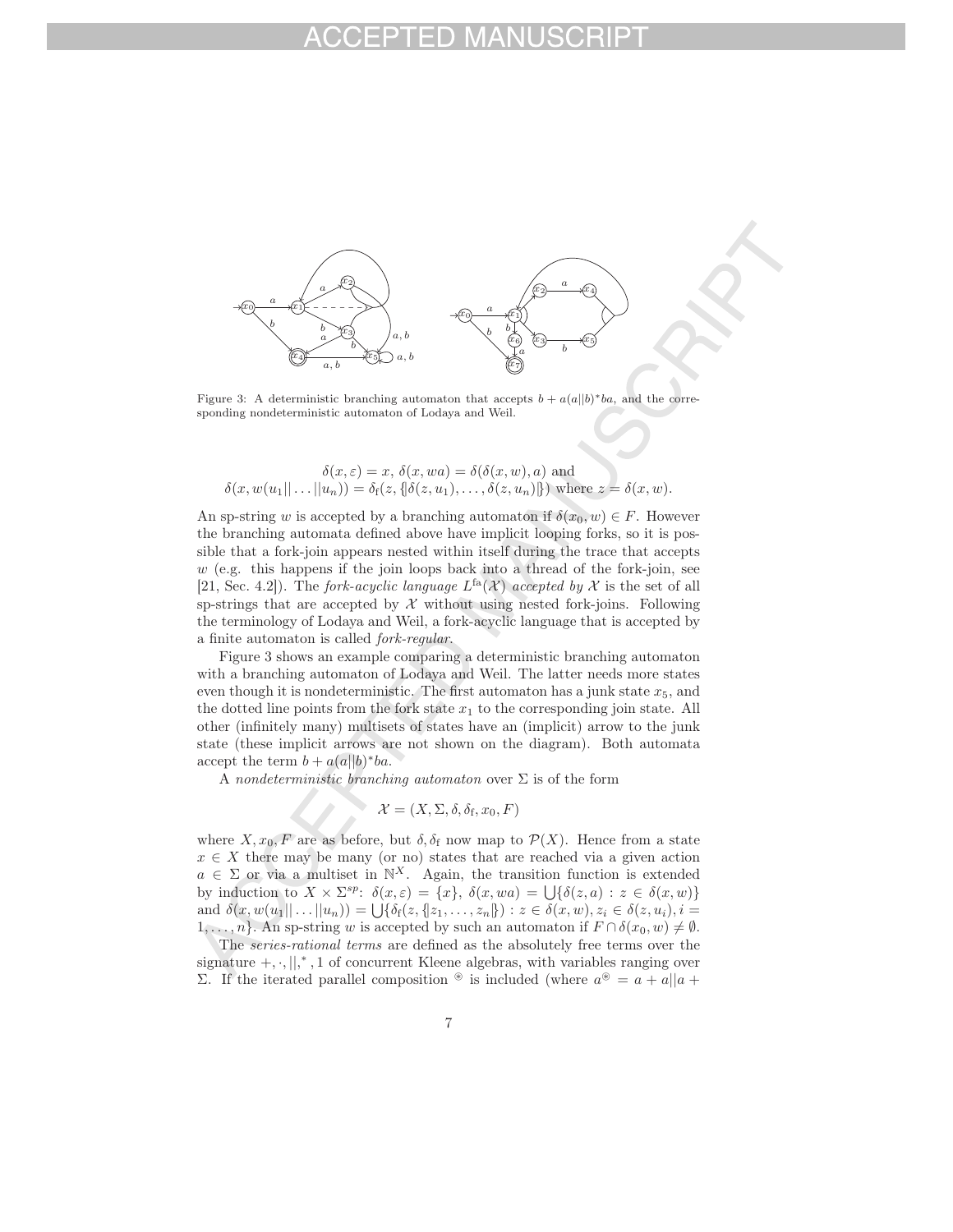Figure 3: A deterministic branching automaton that accepts $b + a(a||b)^*ba$, and the corresponding nondeterministic automaton of Lodaya and Weil.

$$\delta(x, \varepsilon) = x,\ \delta(x, wa) = \delta(\delta(x, w), a) \text{ and}$$
$$\delta(x, w(u_1|| \dots ||u_n)) = \delta_{\mathrm{f}}(z, \{\!|\delta(z, u_1), \dots, \delta(z, u_n)|\!\}) \text{ where } z = \delta(x, w).$$

An sp-string $w$ is accepted by a branching automaton if $\delta(x_0, w) \in F$. However the branching automata defined above have implicit looping forks, so it is possible that a fork-join appears nested within itself during the trace that accepts $w$ (e.g. this happens if the join loops back into a thread of the fork-join, see [21, Sec. 4.2]). The *fork-acyclic language* $L^{\mathrm{fa}}(\mathcal{X})$ *accepted by* $\mathcal{X}$ is the set of all sp-strings that are accepted by $\mathcal{X}$ without using nested fork-joins. Following the terminology of Lodaya and Weil, a fork-acyclic language that is accepted by a finite automaton is called *fork-regular*.

Figure 3 shows an example comparing a deterministic branching automaton with a branching automaton of Lodaya and Weil. The latter needs more states even though it is nondeterministic. The first automaton has a junk state $x_5$, and the dotted line points from the fork state $x_1$ to the corresponding join state. All other (infinitely many) multisets of states have an (implicit) arrow to the junk state (these implicit arrows are not shown on the diagram). Both automata accept the term $b + a(a||b)^*ba$.

A *nondeterministic branching automaton* over $\Sigma$ is of the form

$$\mathcal{X} = (X, \Sigma, \delta, \delta_{\mathrm{f}}, x_0, F)$$

where $X, x_0, F$ are as before, but $\delta, \delta_{\mathrm{f}}$ now map to $\mathcal{P}(X)$. Hence from a state $x \in X$ there may be many (or no) states that are reached via a given action $a \in \Sigma$ or via a multiset in $\mathbb{N}^X$. Again, the transition function is extended by induction to $X \times \Sigma^{sp}$: $\delta(x, \varepsilon) = \{x\}$, $\delta(x, wa) = \bigcup\{\delta(z, a) : z \in \delta(x, w)\}$ and $\delta(x, w(u_1|| \dots ||u_n)) = \bigcup\{\delta_{\mathrm{f}}(z, \{\!|z_1, \dots, z_n|\!\}) : z \in \delta(x, w), z_i \in \delta(z, u_i), i = 1, \dots, n\}$. An sp-string $w$ is accepted by such an automaton if $F \cap \delta(x_0, w) \neq \emptyset$.

The *series-rational terms* are defined as the absolutely free terms over the signature $+, \cdot, ||, ^*, 1$ of concurrent Kleene algebras, with variables ranging over $\Sigma$. If the iterated parallel composition $^{\circledast}$ is included (where $a^{\circledast} = a + a||a +$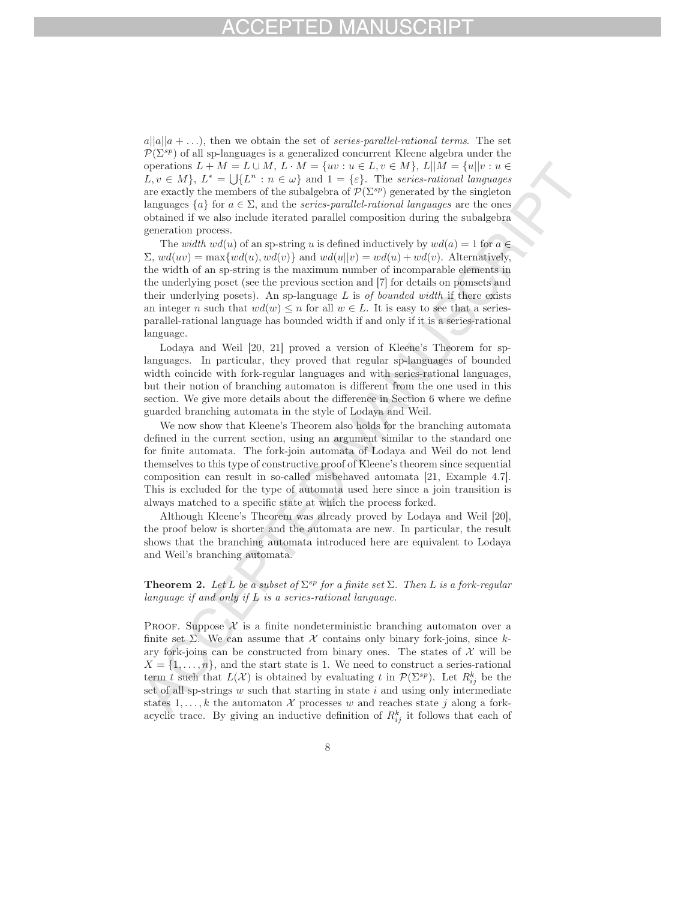$a||a||a + \ldots$), then we obtain the set of *series-parallel-rational terms*. The set $\mathcal{P}(\Sigma^{sp})$ of all sp-languages is a generalized concurrent Kleene algebra under the operations $L + M = L \cup M$, $L \cdot M = \{uv : u \in L, v \in M\}$, $L||M = \{u||v : u \in L, v \in M\}$, $L^* = \bigcup\{L^n : n \in \omega\}$ and $1 = \{\varepsilon\}$. The *series-rational languages* are exactly the members of the subalgebra of $\mathcal{P}(\Sigma^{sp})$ generated by the singleton languages $\{a\}$ for $a \in \Sigma$, and the *series-parallel-rational languages* are the ones obtained if we also include iterated parallel composition during the subalgebra generation process.

The *width* $wd(u)$ of an sp-string $u$ is defined inductively by $wd(a) = 1$ for $a \in \Sigma$, $wd(uv) = \max\{wd(u), wd(v)\}$ and $wd(u||v) = wd(u) + wd(v)$. Alternatively, the width of an sp-string is the maximum number of incomparable elements in the underlying poset (see the previous section and [7] for details on pomsets and their underlying posets). An sp-language $L$ is *of bounded width* if there exists an integer $n$ such that $wd(w) \leq n$ for all $w \in L$. It is easy to see that a series-parallel-rational language has bounded width if and only if it is a series-rational language.

Lodaya and Weil [20, 21] proved a version of Kleene's Theorem for sp-languages. In particular, they proved that regular sp-languages of bounded width coincide with fork-regular languages and with series-rational languages, but their notion of branching automaton is different from the one used in this section. We give more details about the difference in Section 6 where we define guarded branching automata in the style of Lodaya and Weil.

We now show that Kleene's Theorem also holds for the branching automata defined in the current section, using an argument similar to the standard one for finite automata. The fork-join automata of Lodaya and Weil do not lend themselves to this type of constructive proof of Kleene's theorem since sequential composition can result in so-called misbehaved automata [21, Example 4.7]. This is excluded for the type of automata used here since a join transition is always matched to a specific state at which the process forked.

Although Kleene's Theorem was already proved by Lodaya and Weil [20], the proof below is shorter and the automata are new. In particular, the result shows that the branching automata introduced here are equivalent to Lodaya and Weil's branching automata.

**Theorem 2.** *Let $L$ be a subset of $\Sigma^{sp}$ for a finite set $\Sigma$. Then $L$ is a fork-regular language if and only if $L$ is a series-rational language.*

Proof. Suppose $\mathcal{X}$ is a finite nondeterministic branching automaton over a finite set $\Sigma$. We can assume that $\mathcal{X}$ contains only binary fork-joins, since $k$-ary fork-joins can be constructed from binary ones. The states of $\mathcal{X}$ will be $X = \{1, \ldots, n\}$, and the start state is 1. We need to construct a series-rational term $t$ such that $L(\mathcal{X})$ is obtained by evaluating $t$ in $\mathcal{P}(\Sigma^{sp})$. Let $R^k_{ij}$ be the set of all sp-strings $w$ such that starting in state $i$ and using only intermediate states $1, \ldots, k$ the automaton $\mathcal{X}$ processes $w$ and reaches state $j$ along a fork-acyclic trace. By giving an inductive definition of $R^k_{ij}$ it follows that each of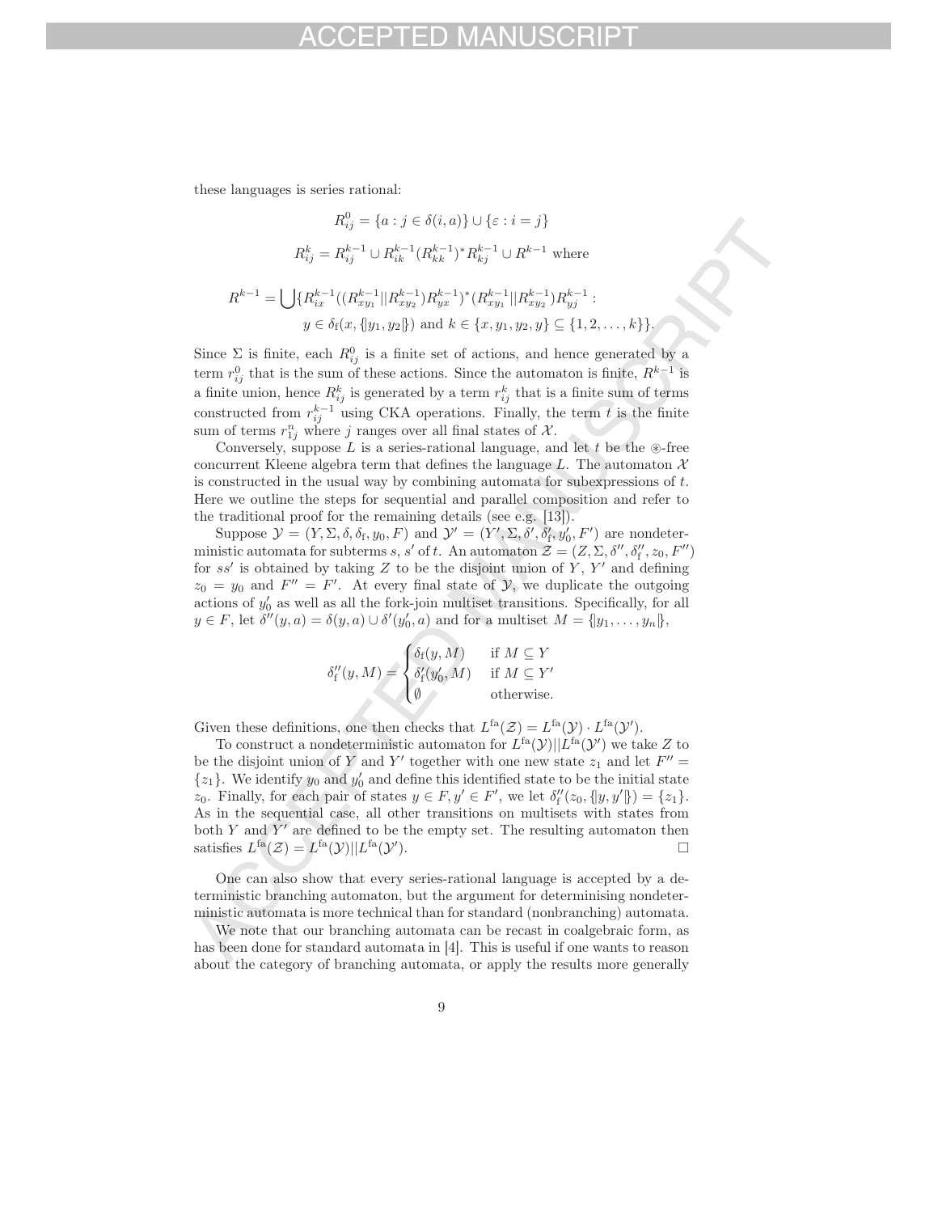these languages is series rational:

$$R^0_{ij} = \{a : j \in \delta(i,a)\} \cup \{\varepsilon : i = j\}$$

$$R^k_{ij} = R^{k-1}_{ij} \cup R^{k-1}_{ik}(R^{k-1}_{kk})^* R^{k-1}_{kj} \cup R^{k-1} \text{ where}$$

$$R^{k-1} = \bigcup\{R^{k-1}_{ix}((R^{k-1}_{xy_1}||R^{k-1}_{xy_2})R^{k-1}_{yx})^*(R^{k-1}_{xy_1}||R^{k-1}_{xy_2})R^{k-1}_{yj} :$$
$$y \in \delta_{\mathrm{f}}(x, \{\!|y_1, y_2|\!\}) \text{ and } k \in \{x, y_1, y_2, y\} \subseteq \{1, 2, \ldots, k\}\}.$$

Since $\Sigma$ is finite, each $R^0_{ij}$ is a finite set of actions, and hence generated by a term $r^0_{ij}$ that is the sum of these actions. Since the automaton is finite, $R^{k-1}$ is a finite union, hence $R^k_{ij}$ is generated by a term $r^k_{ij}$ that is a finite sum of terms constructed from $r^{k-1}_{ij}$ using CKA operations. Finally, the term $t$ is the finite sum of terms $r^n_{1j}$ where $j$ ranges over all final states of $\mathcal{X}$.

Conversely, suppose $L$ is a series-rational language, and let $t$ be the $\circledast$-free concurrent Kleene algebra term that defines the language $L$. The automaton $\mathcal{X}$ is constructed in the usual way by combining automata for subexpressions of $t$. Here we outline the steps for sequential and parallel composition and refer to the traditional proof for the remaining details (see e.g. [13]).

Suppose $\mathcal{Y} = (Y, \Sigma, \delta, \delta_{\mathrm{f}}, y_0, F)$ and $\mathcal{Y}' = (Y', \Sigma, \delta', \delta'_{\mathrm{f}}, y'_0, F')$ are nondeterministic automata for subterms $s$, $s'$ of $t$. An automaton $\mathcal{Z} = (Z, \Sigma, \delta'', \delta''_{\mathrm{f}}, z_0, F'')$ for $ss'$ is obtained by taking $Z$ to be the disjoint union of $Y$, $Y'$ and defining $z_0 = y_0$ and $F'' = F'$. At every final state of $\mathcal{Y}$, we duplicate the outgoing actions of $y'_0$ as well as all the fork-join multiset transitions. Specifically, for all $y \in F$, let $\delta''(y, a) = \delta(y, a) \cup \delta'(y'_0, a)$ and for a multiset $M = \{\!|y_1, \ldots, y_n|\!\}$,

$$\delta''_{\mathrm{f}}(y, M) = \begin{cases} \delta_{\mathrm{f}}(y, M) & \text{if } M \subseteq Y \\ \delta'_{\mathrm{f}}(y'_0, M) & \text{if } M \subseteq Y' \\ \emptyset & \text{otherwise.} \end{cases}$$

Given these definitions, one then checks that $L^{\mathrm{fa}}(\mathcal{Z}) = L^{\mathrm{fa}}(\mathcal{Y}) \cdot L^{\mathrm{fa}}(\mathcal{Y}')$.

To construct a nondeterministic automaton for $L^{\mathrm{fa}}(\mathcal{Y})||L^{\mathrm{fa}}(\mathcal{Y}')$ we take $Z$ to be the disjoint union of $Y$ and $Y'$ together with one new state $z_1$ and let $F'' = \{z_1\}$. We identify $y_0$ and $y'_0$ and define this identified state to be the initial state $z_0$. Finally, for each pair of states $y \in F, y' \in F'$, we let $\delta''_{\mathrm{f}}(z_0, \{\!|y, y'|\!\}) = \{z_1\}$. As in the sequential case, all other transitions on multisets with states from both $Y$ and $Y'$ are defined to be the empty set. The resulting automaton then satisfies $L^{\mathrm{fa}}(\mathcal{Z}) = L^{\mathrm{fa}}(\mathcal{Y})||L^{\mathrm{fa}}(\mathcal{Y}')$. □

One can also show that every series-rational language is accepted by a deterministic branching automaton, but the argument for determinising nondeterministic automata is more technical than for standard (nonbranching) automata.

We note that our branching automata can be recast in coalgebraic form, as has been done for standard automata in [4]. This is useful if one wants to reason about the category of branching automata, or apply the results more generally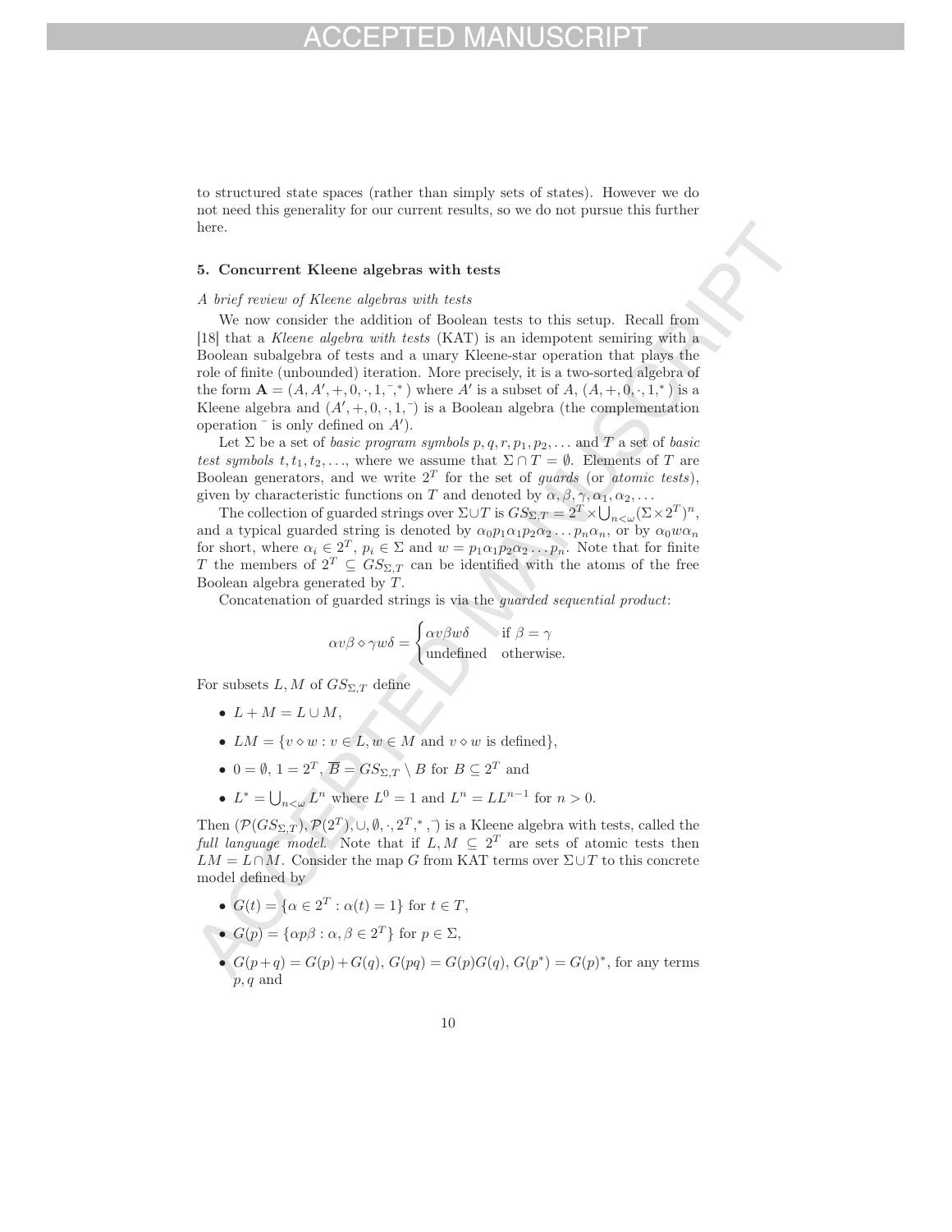to structured state spaces (rather than simply sets of states). However we do not need this generality for our current results, so we do not pursue this further here.

## 5. Concurrent Kleene algebras with tests

### *A brief review of Kleene algebras with tests*

We now consider the addition of Boolean tests to this setup. Recall from [18] that a *Kleene algebra with tests* (KAT) is an idempotent semiring with a Boolean subalgebra of tests and a unary Kleene-star operation that plays the role of finite (unbounded) iteration. More precisely, it is a two-sorted algebra of the form $\mathbf{A} = (A, A', +, 0, \cdot, 1, ^-, ^*)$ where $A'$ is a subset of $A$, $(A, +, 0, \cdot, 1, ^*)$ is a Kleene algebra and $(A', +, 0, \cdot, 1, ^-)$ is a Boolean algebra (the complementation operation $^-$ is only defined on $A'$).

Let $\Sigma$ be a set of *basic program symbols* $p, q, r, p_1, p_2, \ldots$ and $T$ a set of *basic test symbols* $t, t_1, t_2, \ldots$, where we assume that $\Sigma \cap T = \emptyset$. Elements of $T$ are Boolean generators, and we write $2^T$ for the set of *guards* (or *atomic tests*), given by characteristic functions on $T$ and denoted by $\alpha, \beta, \gamma, \alpha_1, \alpha_2, \ldots$

The collection of guarded strings over $\Sigma \cup T$ is $GS_{\Sigma,T} = 2^T \times \bigcup_{n<\omega} (\Sigma \times 2^T)^n$, and a typical guarded string is denoted by $\alpha_0 p_1 \alpha_1 p_2 \alpha_2 \ldots p_n \alpha_n$, or by $\alpha_0 w \alpha_n$ for short, where $\alpha_i \in 2^T$, $p_i \in \Sigma$ and $w = p_1 \alpha_1 p_2 \alpha_2 \ldots p_n$. Note that for finite $T$ the members of $2^T \subseteq GS_{\Sigma,T}$ can be identified with the atoms of the free Boolean algebra generated by $T$.

Concatenation of guarded strings is via the *guarded sequential product*:

$$\alpha v \beta \diamond \gamma w \delta = \begin{cases} \alpha v \beta w \delta & \text{if } \beta = \gamma \\ \text{undefined} & \text{otherwise.} \end{cases}$$

For subsets $L, M$ of $GS_{\Sigma,T}$ define

- $L + M = L \cup M$,
- $LM = \{v \diamond w : v \in L, w \in M \text{ and } v \diamond w \text{ is defined}\}$,
- $0 = \emptyset$, $1 = 2^T$, $\overline{B} = GS_{\Sigma,T} \setminus B$ for $B \subseteq 2^T$ and
- $L^* = \bigcup_{n<\omega} L^n$ where $L^0 = 1$ and $L^n = LL^{n-1}$ for $n > 0$.

Then $(\mathcal{P}(GS_{\Sigma,T}), \mathcal{P}(2^T), \cup, \emptyset, \cdot, 2^T, ^*, ^-)$ is a Kleene algebra with tests, called the *full language model*. Note that if $L, M \subseteq 2^T$ are sets of atomic tests then $LM = L \cap M$. Consider the map $G$ from KAT terms over $\Sigma \cup T$ to this concrete model defined by

- $G(t) = \{\alpha \in 2^T : \alpha(t) = 1\}$ for $t \in T$,
- $G(p) = \{\alpha p \beta : \alpha, \beta \in 2^T\}$ for $p \in \Sigma$,
- $G(p+q) = G(p) + G(q)$, $G(pq) = G(p)G(q)$, $G(p^*) = G(p)^*$, for any terms $p, q$ and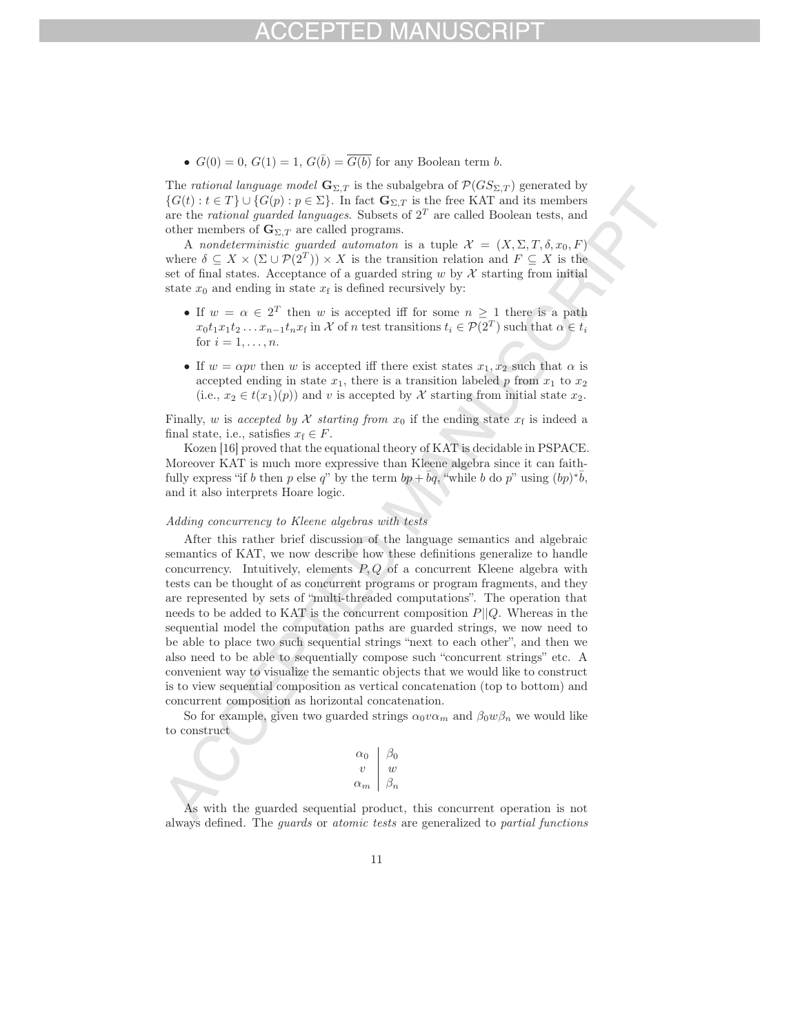- $G(0) = 0$, $G(1) = 1$, $G(\bar{b}) = \overline{G(b)}$ for any Boolean term $b$.

The *rational language model* $\mathbf{G}_{\Sigma,T}$ is the subalgebra of $\mathcal{P}(GS_{\Sigma,T})$ generated by $\{G(t) : t \in T\} \cup \{G(p) : p \in \Sigma\}$. In fact $\mathbf{G}_{\Sigma,T}$ is the free KAT and its members are the *rational guarded languages*. Subsets of $2^T$ are called Boolean tests, and other members of $\mathbf{G}_{\Sigma,T}$ are called programs.

A *nondeterministic guarded automaton* is a tuple $\mathcal{X} = (X, \Sigma, T, \delta, x_0, F)$ where $\delta \subseteq X \times (\Sigma \cup \mathcal{P}(2^T)) \times X$ is the transition relation and $F \subseteq X$ is the set of final states. Acceptance of a guarded string $w$ by $\mathcal{X}$ starting from initial state $x_0$ and ending in state $x_f$ is defined recursively by:

- If $w = \alpha \in 2^T$ then $w$ is accepted iff for some $n \geq 1$ there is a path $x_0 t_1 x_1 t_2 \ldots x_{n-1} t_n x_f$ in $\mathcal{X}$ of $n$ test transitions $t_i \in \mathcal{P}(2^T)$ such that $\alpha \in t_i$ for $i = 1, \ldots, n$.
- If $w = \alpha p v$ then $w$ is accepted iff there exist states $x_1, x_2$ such that $\alpha$ is accepted ending in state $x_1$, there is a transition labeled $p$ from $x_1$ to $x_2$ (i.e., $x_2 \in t(x_1)(p)$) and $v$ is accepted by $\mathcal{X}$ starting from initial state $x_2$.

Finally, $w$ is *accepted by $\mathcal{X}$ starting from* $x_0$ if the ending state $x_f$ is indeed a final state, i.e., satisfies $x_f \in F$.

Kozen [16] proved that the equational theory of KAT is decidable in PSPACE. Moreover KAT is much more expressive than Kleene algebra since it can faithfully express "if $b$ then $p$ else $q$" by the term $bp + \bar{b}q$, "while $b$ do $p$" using $(bp)^*\bar{b}$, and it also interprets Hoare logic.

*Adding concurrency to Kleene algebras with tests*

After this rather brief discussion of the language semantics and algebraic semantics of KAT, we now describe how these definitions generalize to handle concurrency. Intuitively, elements $P, Q$ of a concurrent Kleene algebra with tests can be thought of as concurrent programs or program fragments, and they are represented by sets of "multi-threaded computations". The operation that needs to be added to KAT is the concurrent composition $P||Q$. Whereas in the sequential model the computation paths are guarded strings, we now need to be able to place two such sequential strings "next to each other", and then we also need to be able to sequentially compose such "concurrent strings" etc. A convenient way to visualize the semantic objects that we would like to construct is to view sequential composition as vertical concatenation (top to bottom) and concurrent composition as horizontal concatenation.

So for example, given two guarded strings $\alpha_0 v \alpha_m$ and $\beta_0 w \beta_n$ we would like to construct

$$\begin{array}{c|c} \alpha_0 & \beta_0 \\ v & w \\ \alpha_m & \beta_n \end{array}$$

As with the guarded sequential product, this concurrent operation is not always defined. The *guards* or *atomic tests* are generalized to *partial functions*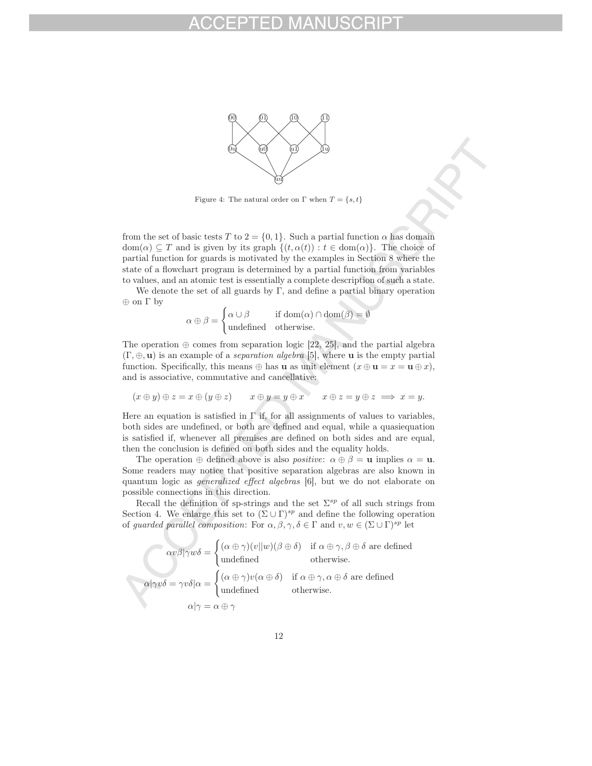Figure 4: The natural order on $\Gamma$ when $T = \{s, t\}$

from the set of basic tests $T$ to $2 = \{0, 1\}$. Such a partial function $\alpha$ has domain $\mathrm{dom}(\alpha) \subseteq T$ and is given by its graph $\{(t, \alpha(t)) : t \in \mathrm{dom}(\alpha)\}$. The choice of partial function for guards is motivated by the examples in Section 8 where the state of a flowchart program is determined by a partial function from variables to values, and an atomic test is essentially a complete description of such a state.

We denote the set of all guards by $\Gamma$, and define a partial binary operation $\oplus$ on $\Gamma$ by

$$\alpha \oplus \beta = \begin{cases} \alpha \cup \beta & \text{if } \mathrm{dom}(\alpha) \cap \mathrm{dom}(\beta) = \emptyset \\ \text{undefined} & \text{otherwise.} \end{cases}$$

The operation $\oplus$ comes from separation logic [22, 25], and the partial algebra $(\Gamma, \oplus, \mathbf{u})$ is an example of a *separation algebra* [5], where $\mathbf{u}$ is the empty partial function. Specifically, this means $\oplus$ has $\mathbf{u}$ as unit element ($x \oplus \mathbf{u} = x = \mathbf{u} \oplus x$), and is associative, commutative and cancellative:

$$(x \oplus y) \oplus z = x \oplus (y \oplus z) \qquad x \oplus y = y \oplus x \qquad x \oplus z = y \oplus z \implies x = y.$$

Here an equation is satisfied in $\Gamma$ if, for all assignments of values to variables, both sides are undefined, or both are defined and equal, while a quasiequation is satisfied if, whenever all premises are defined on both sides and are equal, then the conclusion is defined on both sides and the equality holds.

The operation $\oplus$ defined above is also *positive*: $\alpha \oplus \beta = \mathbf{u}$ implies $\alpha = \mathbf{u}$. Some readers may notice that positive separation algebras are also known in quantum logic as *generalized effect algebras* [6], but we do not elaborate on possible connections in this direction.

Recall the definition of sp-strings and the set $\Sigma^{sp}$ of all such strings from Section 4. We enlarge this set to $(\Sigma \cup \Gamma)^{sp}$ and define the following operation of *guarded parallel composition*: For $\alpha, \beta, \gamma, \delta \in \Gamma$ and $v, w \in (\Sigma \cup \Gamma)^{sp}$ let

$$\alpha v \beta | \gamma w \delta = \begin{cases} (\alpha \oplus \gamma)(v || w)(\beta \oplus \delta) & \text{if } \alpha \oplus \gamma, \beta \oplus \delta \text{ are defined} \\ \text{undefined} & \text{otherwise.} \end{cases}$$

$$\alpha | \gamma v \delta = \gamma v \delta | \alpha = \begin{cases} (\alpha \oplus \gamma) v (\alpha \oplus \delta) & \text{if } \alpha \oplus \gamma, \alpha \oplus \delta \text{ are defined} \\ \text{undefined} & \text{otherwise.} \end{cases}$$

$$\alpha | \gamma = \alpha \oplus \gamma$$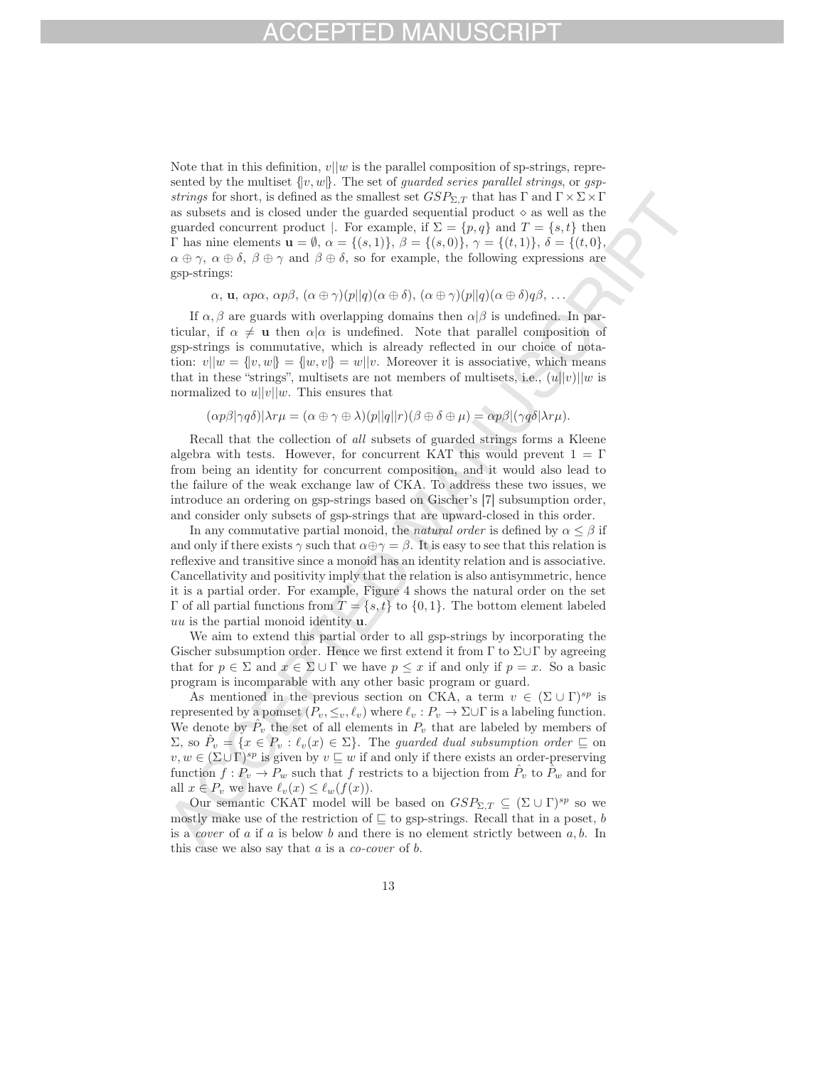Note that in this definition, $v||w$ is the parallel composition of sp-strings, represented by the multiset $\{\!|v, w|\!\}$. The set of *guarded series parallel strings*, or *gsp-strings* for short, is defined as the smallest set $GSP_{\Sigma,T}$ that has $\Gamma$ and $\Gamma \times \Sigma \times \Gamma$ as subsets and is closed under the guarded sequential product $\diamond$ as well as the guarded concurrent product $|$. For example, if $\Sigma = \{p, q\}$ and $T = \{s, t\}$ then $\Gamma$ has nine elements $\mathbf{u} = \emptyset$, $\alpha = \{(s, 1)\}$, $\beta = \{(s, 0)\}$, $\gamma = \{(t, 1)\}$, $\delta = \{(t, 0\}$, $\alpha \oplus \gamma$, $\alpha \oplus \delta$, $\beta \oplus \gamma$ and $\beta \oplus \delta$, so for example, the following expressions are gsp-strings:

$$\alpha,\ \mathbf{u},\ \alpha p \alpha,\ \alpha p \beta,\ (\alpha \oplus \gamma)(p||q)(\alpha \oplus \delta),\ (\alpha \oplus \gamma)(p||q)(\alpha \oplus \delta) q \beta,\ \ldots$$

If $\alpha, \beta$ are guards with overlapping domains then $\alpha|\beta$ is undefined. In particular, if $\alpha \neq \mathbf{u}$ then $\alpha|\alpha$ is undefined. Note that parallel composition of gsp-strings is commutative, which is already reflected in our choice of notation: $v||w = \{\!|v, w|\!\} = \{\!|w, v|\!\} = w||v$. Moreover it is associative, which means that in these "strings", multisets are not members of multisets, i.e., $(u||v)||w$ is normalized to $u||v||w$. This ensures that

$$(\alpha p \beta | \gamma q \delta) | \lambda r \mu = (\alpha \oplus \gamma \oplus \lambda)(p||q||r)(\beta \oplus \delta \oplus \mu) = \alpha p \beta | (\gamma q \delta | \lambda r \mu).$$

Recall that the collection of *all* subsets of guarded strings forms a Kleene algebra with tests. However, for concurrent KAT this would prevent $1 = \Gamma$ from being an identity for concurrent composition, and it would also lead to the failure of the weak exchange law of CKA. To address these two issues, we introduce an ordering on gsp-strings based on Gischer's [7] subsumption order, and consider only subsets of gsp-strings that are upward-closed in this order.

In any commutative partial monoid, the *natural order* is defined by $\alpha \leq \beta$ if and only if there exists $\gamma$ such that $\alpha \oplus \gamma = \beta$. It is easy to see that this relation is reflexive and transitive since a monoid has an identity relation and is associative. Cancellativity and positivity imply that the relation is also antisymmetric, hence it is a partial order. For example, Figure 4 shows the natural order on the set $\Gamma$ of all partial functions from $T = \{s, t\}$ to $\{0, 1\}$. The bottom element labeled $uu$ is the partial monoid identity $\mathbf{u}$.

We aim to extend this partial order to all gsp-strings by incorporating the Gischer subsumption order. Hence we first extend it from $\Gamma$ to $\Sigma \cup \Gamma$ by agreeing that for $p \in \Sigma$ and $x \in \Sigma \cup \Gamma$ we have $p \leq x$ if and only if $p = x$. So a basic program is incomparable with any other basic program or guard.

As mentioned in the previous section on CKA, a term $v \in (\Sigma \cup \Gamma)^{sp}$ is represented by a pomset $(P_v, \leq_v, \ell_v)$ where $\ell_v : P_v \to \Sigma \cup \Gamma$ is a labeling function. We denote by $\hat{P}_v$ the set of all elements in $P_v$ that are labeled by members of $\Sigma$, so $\hat{P}_v = \{x \in P_v : \ell_v(x) \in \Sigma\}$. The *guarded dual subsumption order* $\sqsubseteq$ on $v, w \in (\Sigma \cup \Gamma)^{sp}$ is given by $v \sqsubseteq w$ if and only if there exists an order-preserving function $f : P_v \to P_w$ such that $f$ restricts to a bijection from $\hat{P}_v$ to $\hat{P}_w$ and for all $x \in P_v$ we have $\ell_v(x) \leq \ell_w(f(x))$.

Our semantic CKAT model will be based on $GSP_{\Sigma,T} \subseteq (\Sigma \cup \Gamma)^{sp}$ so we mostly make use of the restriction of $\sqsubseteq$ to gsp-strings. Recall that in a poset, $b$ is a *cover* of $a$ if $a$ is below $b$ and there is no element strictly between $a, b$. In this case we also say that $a$ is a *co-cover* of $b$.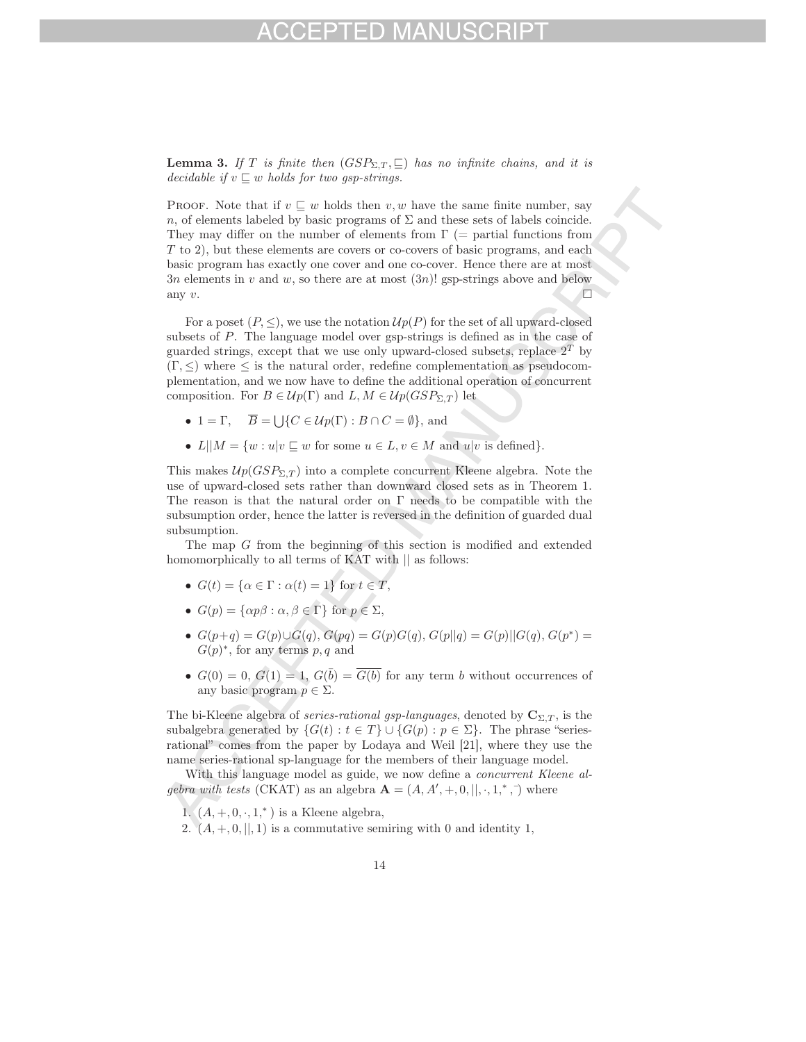**Lemma 3.** *If $T$ is finite then $(GSP_{\Sigma,T}, \sqsubseteq)$ has no infinite chains, and it is decidable if $v \sqsubseteq w$ holds for two gsp-strings.*

Proof. Note that if $v \sqsubseteq w$ holds then $v, w$ have the same finite number, say $n$, of elements labeled by basic programs of $\Sigma$ and these sets of labels coincide. They may differ on the number of elements from $\Gamma$ (= partial functions from $T$ to 2), but these elements are covers or co-covers of basic programs, and each basic program has exactly one cover and one co-cover. Hence there are at most $3n$ elements in $v$ and $w$, so there are at most $(3n)!$ gsp-strings above and below any $v$. □

For a poset $(P, \leq)$, we use the notation $\mathcal{U}p(P)$ for the set of all upward-closed subsets of $P$. The language model over gsp-strings is defined as in the case of guarded strings, except that we use only upward-closed subsets, replace $2^T$ by $(\Gamma, \leq)$ where $\leq$ is the natural order, redefine complementation as pseudocomplementation, and we now have to define the additional operation of concurrent composition. For $B \in \mathcal{U}p(\Gamma)$ and $L, M \in \mathcal{U}p(GSP_{\Sigma,T})$ let

- $1 = \Gamma, \quad \overline{B} = \bigcup\{C \in \mathcal{U}p(\Gamma) : B \cap C = \emptyset\}$, and
- $L||M = \{w : u|v \sqsubseteq w \text{ for some } u \in L, v \in M \text{ and } u|v \text{ is defined}\}$.

This makes $\mathcal{U}p(GSP_{\Sigma,T})$ into a complete concurrent Kleene algebra. Note the use of upward-closed sets rather than downward closed sets as in Theorem 1. The reason is that the natural order on $\Gamma$ needs to be compatible with the subsumption order, hence the latter is reversed in the definition of guarded dual subsumption.

The map $G$ from the beginning of this section is modified and extended homomorphically to all terms of KAT with $||$ as follows:

- $G(t) = \{\alpha \in \Gamma : \alpha(t) = 1\}$ for $t \in T$,
- $G(p) = \{\alpha p \beta : \alpha, \beta \in \Gamma\}$ for $p \in \Sigma$,
- $G(p+q) = G(p) \cup G(q)$, $G(pq) = G(p)G(q)$, $G(p||q) = G(p)||G(q)$, $G(p^*) = G(p)^*$, for any terms $p, q$ and
- $G(0) = 0$, $G(1) = 1$, $G(\bar{b}) = \overline{G(b)}$ for any term $b$ without occurrences of any basic program $p \in \Sigma$.

The bi-Kleene algebra of *series-rational gsp-languages*, denoted by $\mathbf{C}_{\Sigma,T}$, is the subalgebra generated by $\{G(t) : t \in T\} \cup \{G(p) : p \in \Sigma\}$. The phrase "series-rational" comes from the paper by Lodaya and Weil [21], where they use the name series-rational sp-language for the members of their language model.

With this language model as guide, we now define a *concurrent Kleene algebra with tests* (CKAT) as an algebra $\mathbf{A} = (A, A', +, 0, ||, \cdot, 1, ^*, ^-)$ where

1. $(A, +, 0, \cdot, 1, ^*)$ is a Kleene algebra,
2. $(A, +, 0, ||, 1)$ is a commutative semiring with 0 and identity 1,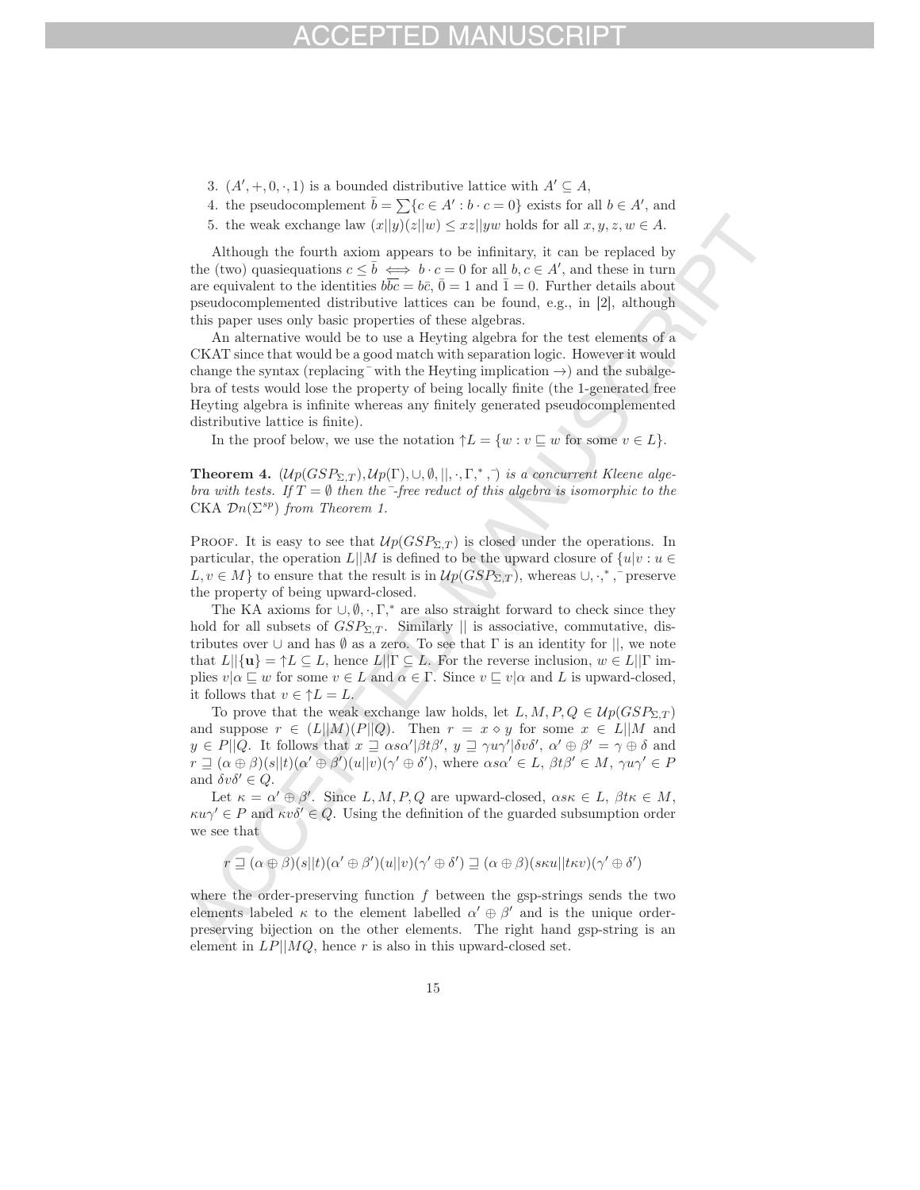3. $(A', +, 0, \cdot, 1)$ is a bounded distributive lattice with $A' \subseteq A$,
4. the pseudocomplement $\bar{b} = \sum\{c \in A' : b \cdot c = 0\}$ exists for all $b \in A'$, and
5. the weak exchange law $(x||y)(z||w) \leq xz||yw$ holds for all $x, y, z, w \in A$.

Although the fourth axiom appears to be infinitary, it can be replaced by the (two) quasiequations $c \leq \bar{b} \iff b \cdot c = 0$ for all $b, c \in A'$, and these in turn are equivalent to the identities $b\overline{bc} = b\bar{c}$, $\bar{0} = 1$ and $\bar{1} = 0$. Further details about pseudocomplemented distributive lattices can be found, e.g., in [2], although this paper uses only basic properties of these algebras.

An alternative would be to use a Heyting algebra for the test elements of a CKAT since that would be a good match with separation logic. However it would change the syntax (replacing $^-$ with the Heyting implication $\rightarrow$) and the subalgebra of tests would lose the property of being locally finite (the 1-generated free Heyting algebra is infinite whereas any finitely generated pseudocomplemented distributive lattice is finite).

In the proof below, we use the notation $\uparrow L = \{w : v \sqsubseteq w \text{ for some } v \in L\}$.

**Theorem 4.** *$(\mathcal{U}p(GSP_{\Sigma,T}), \mathcal{U}p(\Gamma), \cup, \emptyset, ||, \cdot, \Gamma, ^*, ^-)$ is a concurrent Kleene algebra with tests. If $T = \emptyset$ then the $^-$-free reduct of this algebra is isomorphic to the CKA $\mathcal{D}n(\Sigma^{sp})$ from Theorem 1.*

Proof. It is easy to see that $\mathcal{U}p(GSP_{\Sigma,T})$ is closed under the operations. In particular, the operation $L||M$ is defined to be the upward closure of $\{u|v : u \in L, v \in M\}$ to ensure that the result is in $\mathcal{U}p(GSP_{\Sigma,T})$, whereas $\cup, \cdot, ^*, ^-$ preserve the property of being upward-closed.

The KA axioms for $\cup, \emptyset, \cdot, \Gamma, ^*$ are also straight forward to check since they hold for all subsets of $GSP_{\Sigma,T}$. Similarly $||$ is associative, commutative, distributes over $\cup$ and has $\emptyset$ as a zero. To see that $\Gamma$ is an identity for $||$, we note that $L||\{\mathbf{u}\} = \uparrow L \subseteq L$, hence $L||\Gamma \subseteq L$. For the reverse inclusion, $w \in L||\Gamma$ implies $v|\alpha \sqsubseteq w$ for some $v \in L$ and $\alpha \in \Gamma$. Since $v \sqsubseteq v|\alpha$ and $L$ is upward-closed, it follows that $v \in \uparrow L = L$.

To prove that the weak exchange law holds, let $L, M, P, Q \in \mathcal{U}p(GSP_{\Sigma,T})$ and suppose $r \in (L||M)(P||Q)$. Then $r = x \diamond y$ for some $x \in L||M$ and $y \in P||Q$. It follows that $x \sqsupseteq \alpha s \alpha' | \beta t \beta'$, $y \sqsupseteq \gamma u \gamma' | \delta v \delta'$, $\alpha' \oplus \beta' = \gamma \oplus \delta$ and $r \sqsupseteq (\alpha \oplus \beta)(s||t)(\alpha' \oplus \beta')(u||v)(\gamma' \oplus \delta')$, where $\alpha s \alpha' \in L$, $\beta t \beta' \in M$, $\gamma u \gamma' \in P$ and $\delta v \delta' \in Q$.

Let $\kappa = \alpha' \oplus \beta'$. Since $L, M, P, Q$ are upward-closed, $\alpha s \kappa \in L$, $\beta t \kappa \in M$, $\kappa u \gamma' \in P$ and $\kappa v \delta' \in Q$. Using the definition of the guarded subsumption order we see that

$$r \sqsupseteq (\alpha \oplus \beta)(s||t)(\alpha' \oplus \beta')(u||v)(\gamma' \oplus \delta') \sqsupseteq (\alpha \oplus \beta)(s\kappa u||t\kappa v)(\gamma' \oplus \delta')$$

where the order-preserving function $f$ between the gsp-strings sends the two elements labeled $\kappa$ to the element labelled $\alpha' \oplus \beta'$ and is the unique order-preserving bijection on the other elements. The right hand gsp-string is an element in $LP||MQ$, hence $r$ is also in this upward-closed set.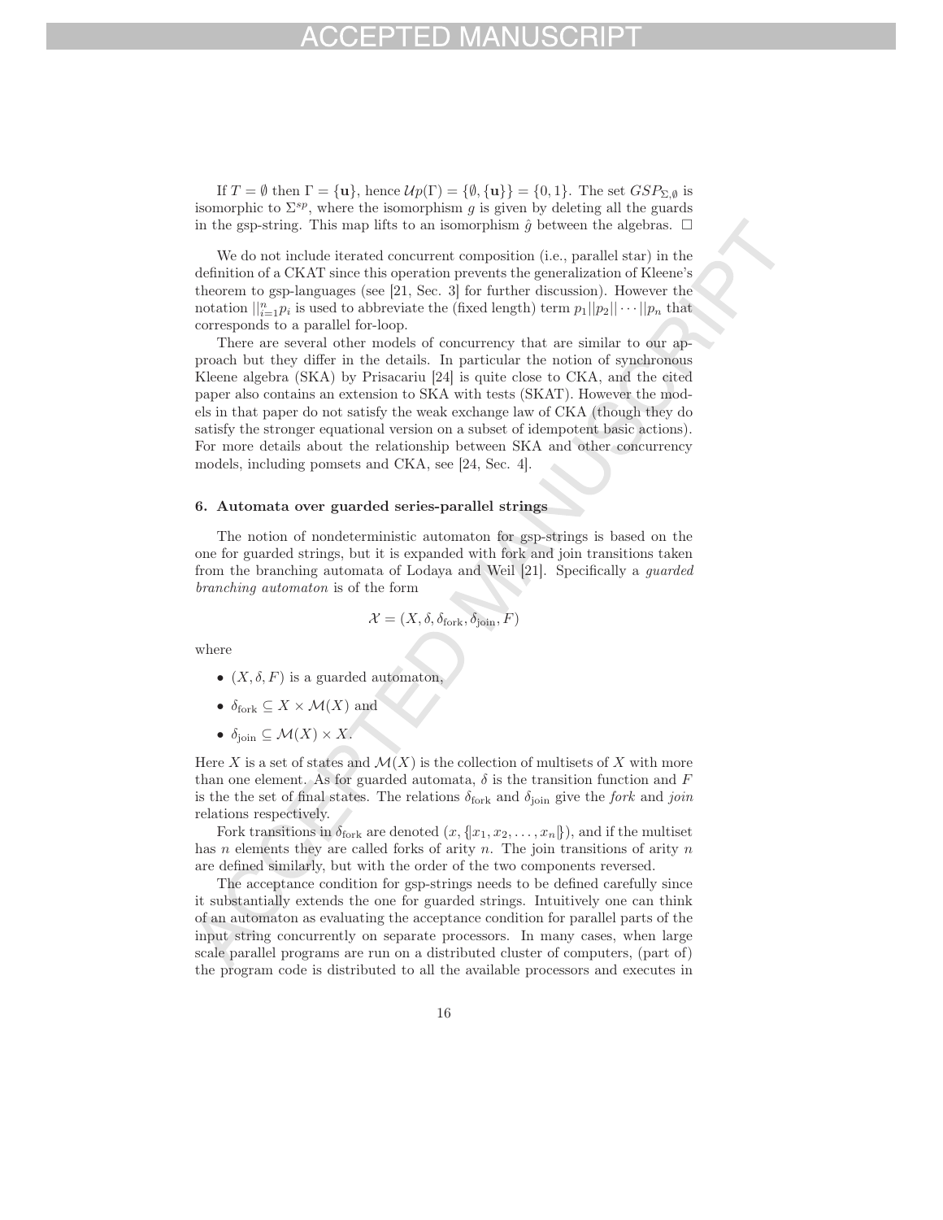If $T = \emptyset$ then $\Gamma = \{\mathbf{u}\}$, hence $\mathcal{U}p(\Gamma) = \{\emptyset, \{\mathbf{u}\}\} = \{0, 1\}$. The set $GSP_{\Sigma,\emptyset}$ is isomorphic to $\Sigma^{sp}$, where the isomorphism $g$ is given by deleting all the guards in the gsp-string. This map lifts to an isomorphism $\hat{g}$ between the algebras. $\square$

We do not include iterated concurrent composition (i.e., parallel star) in the definition of a CKAT since this operation prevents the generalization of Kleene's theorem to gsp-languages (see [21, Sec. 3] for further discussion). However the notation $||_{i=1}^{n} p_i$ is used to abbreviate the (fixed length) term $p_1||p_2||\cdots||p_n$ that corresponds to a parallel for-loop.

There are several other models of concurrency that are similar to our approach but they differ in the details. In particular the notion of synchronous Kleene algebra (SKA) by Prisacariu [24] is quite close to CKA, and the cited paper also contains an extension to SKA with tests (SKAT). However the models in that paper do not satisfy the weak exchange law of CKA (though they do satisfy the stronger equational version on a subset of idempotent basic actions). For more details about the relationship between SKA and other concurrency models, including pomsets and CKA, see [24, Sec. 4].

## 6. Automata over guarded series-parallel strings

The notion of nondeterministic automaton for gsp-strings is based on the one for guarded strings, but it is expanded with fork and join transitions taken from the branching automata of Lodaya and Weil [21]. Specifically a *guarded branching automaton* is of the form

$$\mathcal{X} = (X, \delta, \delta_{\text{fork}}, \delta_{\text{join}}, F)$$

where

- $(X, \delta, F)$ is a guarded automaton,
- $\delta_{\text{fork}} \subseteq X \times \mathcal{M}(X)$ and
- $\delta_{\text{join}} \subseteq \mathcal{M}(X) \times X$.

Here $X$ is a set of states and $\mathcal{M}(X)$ is the collection of multisets of $X$ with more than one element. As for guarded automata, $\delta$ is the transition function and $F$ is the the set of final states. The relations $\delta_{\text{fork}}$ and $\delta_{\text{join}}$ give the *fork* and *join* relations respectively.

Fork transitions in $\delta_{\text{fork}}$ are denoted $(x, \{\!|x_1, x_2, \ldots, x_n|\!\})$, and if the multiset has $n$ elements they are called forks of arity $n$. The join transitions of arity $n$ are defined similarly, but with the order of the two components reversed.

The acceptance condition for gsp-strings needs to be defined carefully since it substantially extends the one for guarded strings. Intuitively one can think of an automaton as evaluating the acceptance condition for parallel parts of the input string concurrently on separate processors. In many cases, when large scale parallel programs are run on a distributed cluster of computers, (part of) the program code is distributed to all the available processors and executes in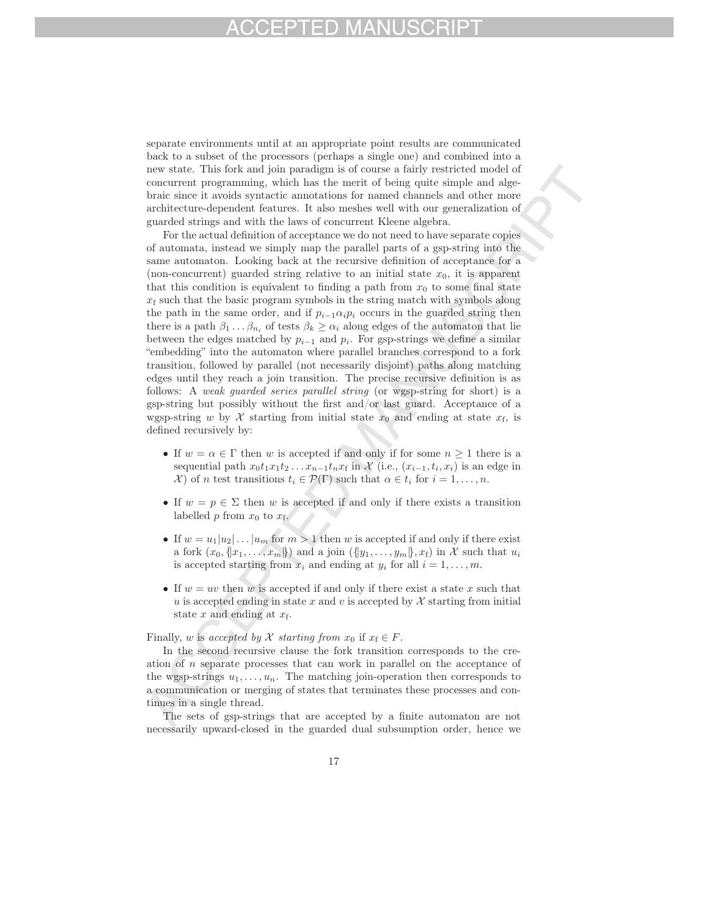separate environments until at an appropriate point results are communicated back to a subset of the processors (perhaps a single one) and combined into a new state. This fork and join paradigm is of course a fairly restricted model of concurrent programming, which has the merit of being quite simple and algebraic since it avoids syntactic annotations for named channels and other more architecture-dependent features. It also meshes well with our generalization of guarded strings and with the laws of concurrent Kleene algebra.

For the actual definition of acceptance we do not need to have separate copies of automata, instead we simply map the parallel parts of a gsp-string into the same automaton. Looking back at the recursive definition of acceptance for a (non-concurrent) guarded string relative to an initial state $x_0$, it is apparent that this condition is equivalent to finding a path from $x_0$ to some final state $x_{\mathrm{f}}$ such that the basic program symbols in the string match with symbols along the path in the same order, and if $p_{i-1}\alpha_i p_i$ occurs in the guarded string then there is a path $\beta_1 \dots \beta_{n_i}$ of tests $\beta_k \geq \alpha_i$ along edges of the automaton that lie between the edges matched by $p_{i-1}$ and $p_i$. For gsp-strings we define a similar "embedding" into the automaton where parallel branches correspond to a fork transition, followed by parallel (not necessarily disjoint) paths along matching edges until they reach a join transition. The precise recursive definition is as follows: A *weak guarded series parallel string* (or wgsp-string for short) is a gsp-string but possibly without the first and/or last guard. Acceptance of a wgsp-string $w$ by $\mathcal{X}$ starting from initial state $x_0$ and ending at state $x_{\mathrm{f}}$, is defined recursively by:

- If $w = \alpha \in \Gamma$ then $w$ is accepted if and only if for some $n \geq 1$ there is a sequential path $x_0 t_1 x_1 t_2 \dots x_{n-1} t_n x_{\mathrm{f}}$ in $\mathcal{X}$ (i.e., $(x_{i-1}, t_i, x_i)$ is an edge in $\mathcal{X}$) of $n$ test transitions $t_i \in \mathcal{P}(\Gamma)$ such that $\alpha \in t_i$ for $i = 1, \dots, n$.

- If $w = p \in \Sigma$ then $w$ is accepted if and only if there exists a transition labelled $p$ from $x_0$ to $x_{\mathrm{f}}$.

- If $w = u_1|u_2|\dots|u_m$ for $m > 1$ then $w$ is accepted if and only if there exist a fork $(x_0, \{\!|x_1, \dots, x_m|\!\})$ and a join $(\{\!|y_1, \dots, y_m|\!\}, x_{\mathrm{f}})$ in $\mathcal{X}$ such that $u_i$ is accepted starting from $x_i$ and ending at $y_i$ for all $i = 1, \dots, m$.

- If $w = uv$ then $w$ is accepted if and only if there exist a state $x$ such that $u$ is accepted ending in state $x$ and $v$ is accepted by $\mathcal{X}$ starting from initial state $x$ and ending at $x_{\mathrm{f}}$.

Finally, $w$ is *accepted by $\mathcal{X}$ starting from $x_0$* if $x_{\mathrm{f}} \in F$.

In the second recursive clause the fork transition corresponds to the creation of $n$ separate processes that can work in parallel on the acceptance of the wgsp-strings $u_1, \dots, u_n$. The matching join-operation then corresponds to a communication or merging of states that terminates these processes and continues in a single thread.

The sets of gsp-strings that are accepted by a finite automaton are not necessarily upward-closed in the guarded dual subsumption order, hence we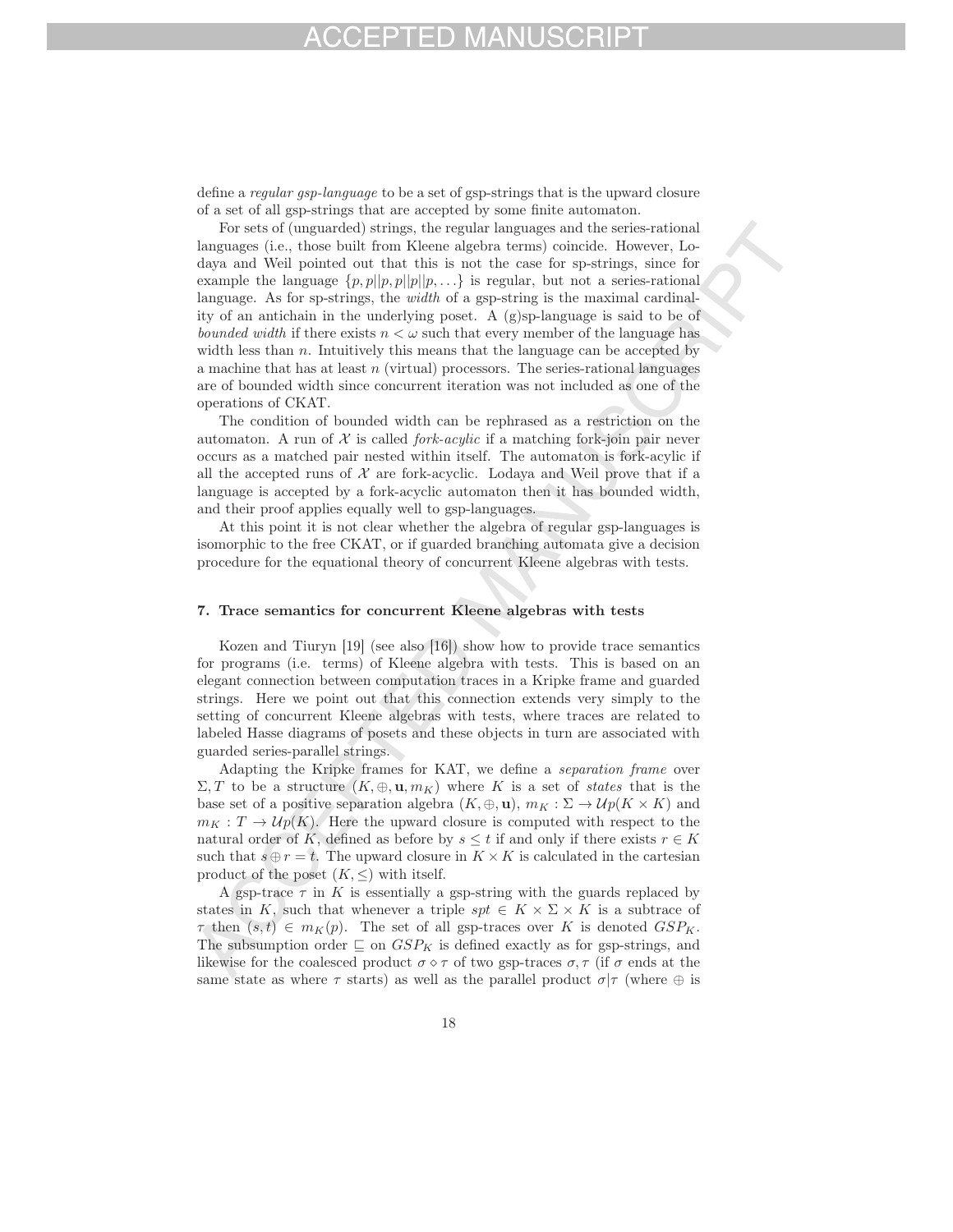define a *regular gsp-language* to be a set of gsp-strings that is the upward closure of a set of all gsp-strings that are accepted by some finite automaton.

For sets of (unguarded) strings, the regular languages and the series-rational languages (i.e., those built from Kleene algebra terms) coincide. However, Lodaya and Weil pointed out that this is not the case for sp-strings, since for example the language $\{p, p||p, p||p||p, \ldots\}$ is regular, but not a series-rational language. As for sp-strings, the *width* of a gsp-string is the maximal cardinality of an antichain in the underlying poset. A (g)sp-language is said to be of *bounded width* if there exists $n < \omega$ such that every member of the language has width less than $n$. Intuitively this means that the language can be accepted by a machine that has at least $n$ (virtual) processors. The series-rational languages are of bounded width since concurrent iteration was not included as one of the operations of CKAT.

The condition of bounded width can be rephrased as a restriction on the automaton. A run of $\mathcal{X}$ is called *fork-acylic* if a matching fork-join pair never occurs as a matched pair nested within itself. The automaton is fork-acylic if all the accepted runs of $\mathcal{X}$ are fork-acyclic. Lodaya and Weil prove that if a language is accepted by a fork-acyclic automaton then it has bounded width, and their proof applies equally well to gsp-languages.

At this point it is not clear whether the algebra of regular gsp-languages is isomorphic to the free CKAT, or if guarded branching automata give a decision procedure for the equational theory of concurrent Kleene algebras with tests.

## 7. Trace semantics for concurrent Kleene algebras with tests

Kozen and Tiuryn [19] (see also [16]) show how to provide trace semantics for programs (i.e. terms) of Kleene algebra with tests. This is based on an elegant connection between computation traces in a Kripke frame and guarded strings. Here we point out that this connection extends very simply to the setting of concurrent Kleene algebras with tests, where traces are related to labeled Hasse diagrams of posets and these objects in turn are associated with guarded series-parallel strings.

Adapting the Kripke frames for KAT, we define a *separation frame* over $\Sigma, T$ to be a structure $(K, \oplus, \mathbf{u}, m_K)$ where $K$ is a set of *states* that is the base set of a positive separation algebra $(K, \oplus, \mathbf{u})$, $m_K : \Sigma \to \mathcal{U}p(K \times K)$ and $m_K : T \to \mathcal{U}p(K)$. Here the upward closure is computed with respect to the natural order of $K$, defined as before by $s \leq t$ if and only if there exists $r \in K$ such that $s \oplus r = t$. The upward closure in $K \times K$ is calculated in the cartesian product of the poset $(K, \leq)$ with itself.

A gsp-trace $\tau$ in $K$ is essentially a gsp-string with the guards replaced by states in $K$, such that whenever a triple $spt \in K \times \Sigma \times K$ is a subtrace of $\tau$ then $(s,t) \in m_K(p)$. The set of all gsp-traces over $K$ is denoted $GSP_K$. The subsumption order $\sqsubseteq$ on $GSP_K$ is defined exactly as for gsp-strings, and likewise for the coalesced product $\sigma \diamond \tau$ of two gsp-traces $\sigma, \tau$ (if $\sigma$ ends at the same state as where $\tau$ starts) as well as the parallel product $\sigma|\tau$ (where $\oplus$ is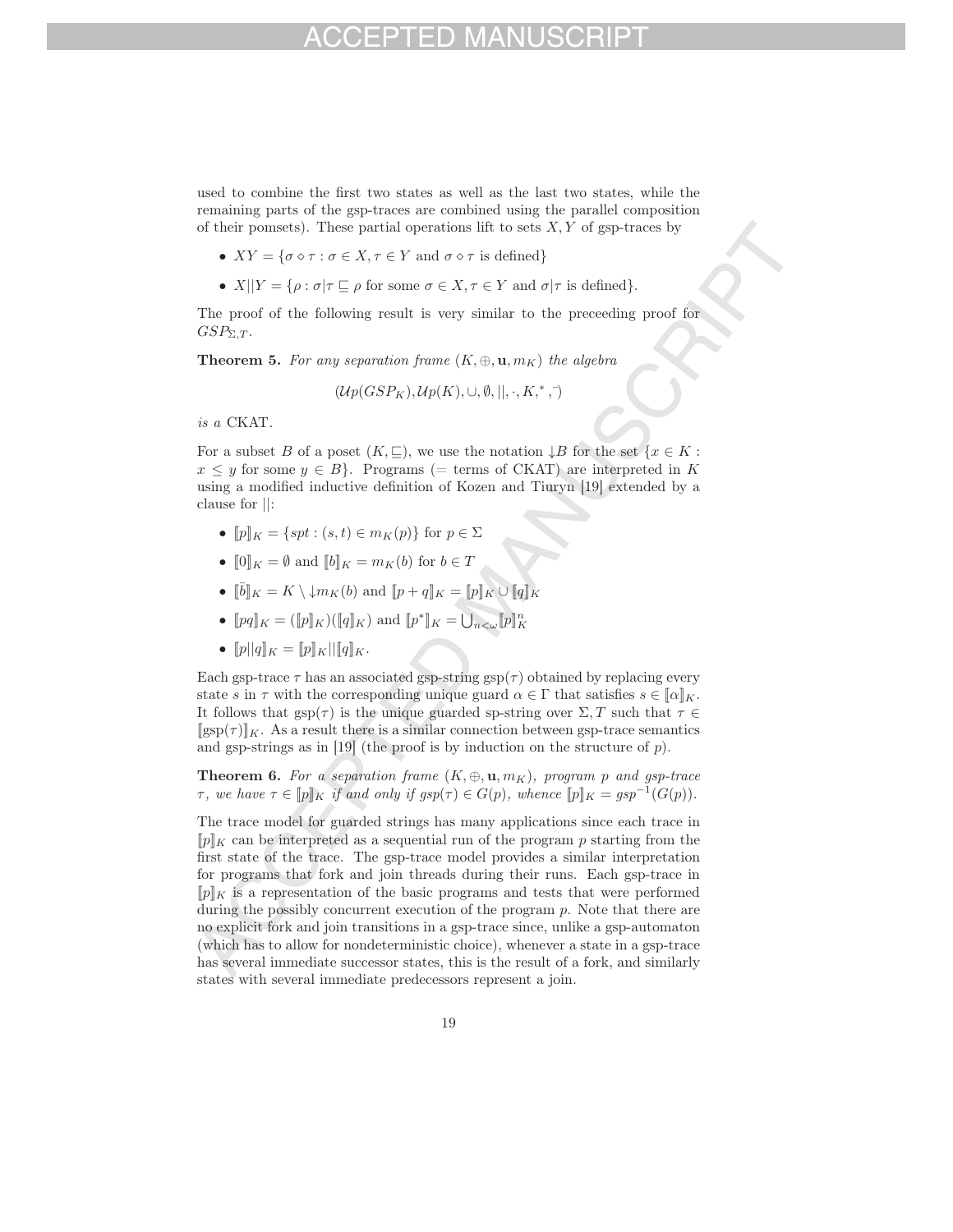used to combine the first two states as well as the last two states, while the remaining parts of the gsp-traces are combined using the parallel composition of their pomsets). These partial operations lift to sets $X, Y$ of gsp-traces by

- $XY = \{\sigma \diamond \tau : \sigma \in X, \tau \in Y \text{ and } \sigma \diamond \tau \text{ is defined}\}$
- $X||Y = \{\rho : \sigma|\tau \sqsubseteq \rho \text{ for some } \sigma \in X, \tau \in Y \text{ and } \sigma|\tau \text{ is defined}\}$.

The proof of the following result is very similar to the preceeding proof for $GSP_{\Sigma,T}$.

**Theorem 5.** *For any separation frame $(K, \oplus, \mathbf{u}, m_K)$ the algebra*

$$(\mathcal{U}p(GSP_K), \mathcal{U}p(K), \cup, \emptyset, ||, \cdot, K, ^*, ^-)$$

*is a* CKAT.

For a subset $B$ of a poset $(K, \sqsubseteq)$, we use the notation $\downarrow B$ for the set $\{x \in K : x \leq y \text{ for some } y \in B\}$. Programs (= terms of CKAT) are interpreted in $K$ using a modified inductive definition of Kozen and Tiuryn [19] extended by a clause for $||$:

- $[\![p]\!]_K = \{spt : (s,t) \in m_K(p)\}$ for $p \in \Sigma$
- $[\![0]\!]_K = \emptyset$ and $[\![b]\!]_K = m_K(b)$ for $b \in T$
- $[\![\bar{b}]\!]_K = K \setminus \downarrow m_K(b)$ and $[\![p+q]\!]_K = [\![p]\!]_K \cup [\![q]\!]_K$
- $[\![pq]\!]_K = ([\![p]\!]_K)([\![q]\!]_K)$ and $[\![p^*]\!]_K = \bigcup_{n<\omega} [\![p]\!]_K^n$
- $[\![p||q]\!]_K = [\![p]\!]_K || [\![q]\!]_K$.

Each gsp-trace $\tau$ has an associated gsp-string $\text{gsp}(\tau)$ obtained by replacing every state $s$ in $\tau$ with the corresponding unique guard $\alpha \in \Gamma$ that satisfies $s \in [\![\alpha]\!]_K$. It follows that $\text{gsp}(\tau)$ is the unique guarded sp-string over $\Sigma, T$ such that $\tau \in [\![\text{gsp}(\tau)]\!]_K$. As a result there is a similar connection between gsp-trace semantics and gsp-strings as in [19] (the proof is by induction on the structure of $p$).

**Theorem 6.** *For a separation frame $(K, \oplus, \mathbf{u}, m_K)$, program $p$ and gsp-trace $\tau$, we have $\tau \in [\![p]\!]_K$ if and only if $gsp(\tau) \in G(p)$, whence $[\![p]\!]_K = gsp^{-1}(G(p))$.*

The trace model for guarded strings has many applications since each trace in $[\![p]\!]_K$ can be interpreted as a sequential run of the program $p$ starting from the first state of the trace. The gsp-trace model provides a similar interpretation for programs that fork and join threads during their runs. Each gsp-trace in $[\![p]\!]_K$ is a representation of the basic programs and tests that were performed during the possibly concurrent execution of the program $p$. Note that there are no explicit fork and join transitions in a gsp-trace since, unlike a gsp-automaton (which has to allow for nondeterministic choice), whenever a state in a gsp-trace has several immediate successor states, this is the result of a fork, and similarly states with several immediate predecessors represent a join.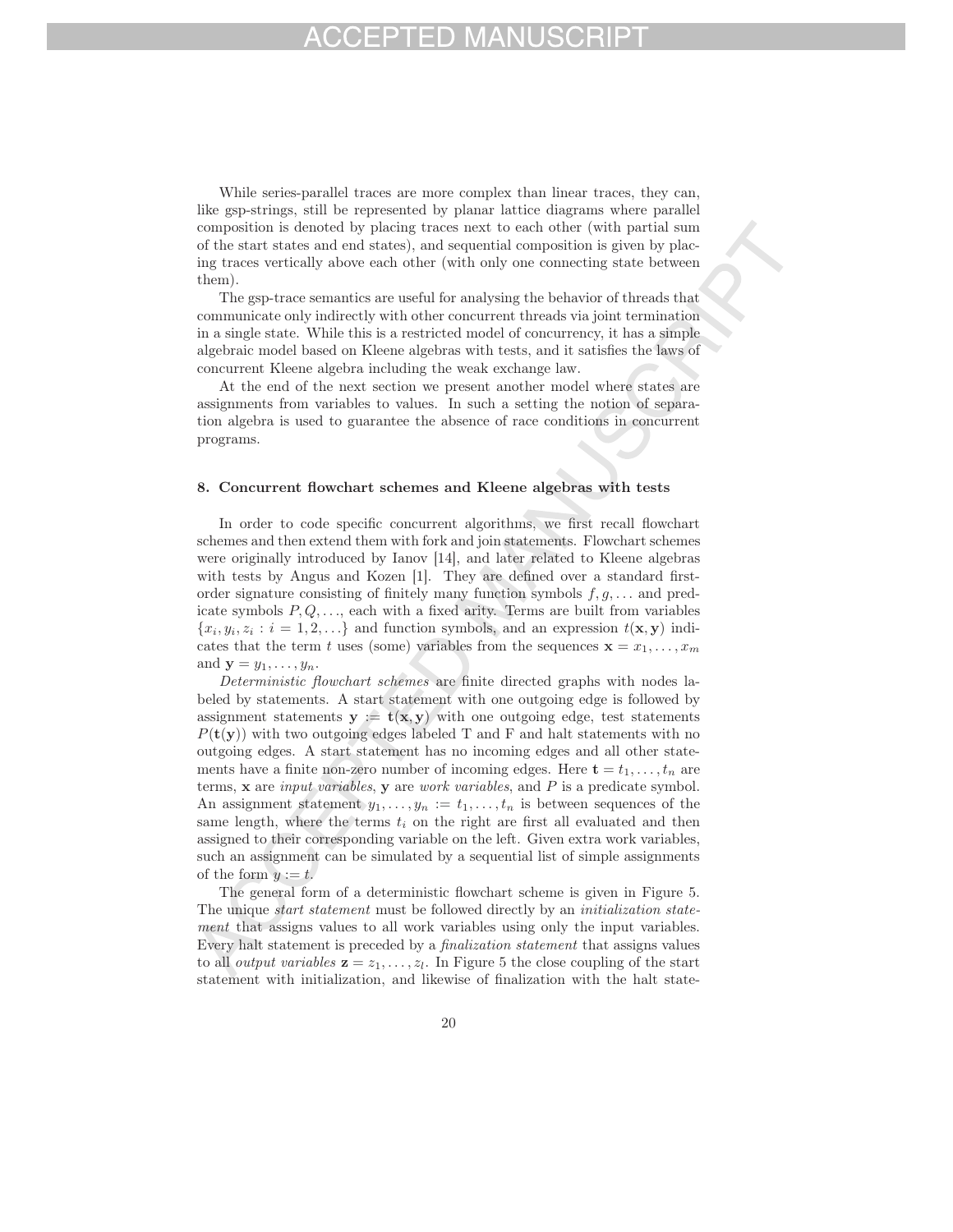While series-parallel traces are more complex than linear traces, they can, like gsp-strings, still be represented by planar lattice diagrams where parallel composition is denoted by placing traces next to each other (with partial sum of the start states and end states), and sequential composition is given by placing traces vertically above each other (with only one connecting state between them).

The gsp-trace semantics are useful for analysing the behavior of threads that communicate only indirectly with other concurrent threads via joint termination in a single state. While this is a restricted model of concurrency, it has a simple algebraic model based on Kleene algebras with tests, and it satisfies the laws of concurrent Kleene algebra including the weak exchange law.

At the end of the next section we present another model where states are assignments from variables to values. In such a setting the notion of separation algebra is used to guarantee the absence of race conditions in concurrent programs.

## 8. Concurrent flowchart schemes and Kleene algebras with tests

In order to code specific concurrent algorithms, we first recall flowchart schemes and then extend them with fork and join statements. Flowchart schemes were originally introduced by Ianov [14], and later related to Kleene algebras with tests by Angus and Kozen [1]. They are defined over a standard first-order signature consisting of finitely many function symbols $f, g, \ldots$ and predicate symbols $P, Q, \ldots$, each with a fixed arity. Terms are built from variables $\{x_i, y_i, z_i : i = 1, 2, \ldots\}$ and function symbols, and an expression $t(\mathbf{x}, \mathbf{y})$ indicates that the term $t$ uses (some) variables from the sequences $\mathbf{x} = x_1, \ldots, x_m$ and $\mathbf{y} = y_1, \ldots, y_n$.

*Deterministic flowchart schemes* are finite directed graphs with nodes labeled by statements. A start statement with one outgoing edge is followed by assignment statements $\mathbf{y} := \mathbf{t}(\mathbf{x}, \mathbf{y})$ with one outgoing edge, test statements $P(\mathbf{t}(\mathbf{y}))$ with two outgoing edges labeled T and F and halt statements with no outgoing edges. A start statement has no incoming edges and all other statements have a finite non-zero number of incoming edges. Here $\mathbf{t} = t_1, \ldots, t_n$ are terms, $\mathbf{x}$ are *input variables*, $\mathbf{y}$ are *work variables*, and $P$ is a predicate symbol. An assignment statement $y_1, \ldots, y_n := t_1, \ldots, t_n$ is between sequences of the same length, where the terms $t_i$ on the right are first all evaluated and then assigned to their corresponding variable on the left. Given extra work variables, such an assignment can be simulated by a sequential list of simple assignments of the form $y := t$.

The general form of a deterministic flowchart scheme is given in Figure 5. The unique *start statement* must be followed directly by an *initialization statement* that assigns values to all work variables using only the input variables. Every halt statement is preceded by a *finalization statement* that assigns values to all *output variables* $\mathbf{z} = z_1, \ldots, z_l$. In Figure 5 the close coupling of the start statement with initialization, and likewise of finalization with the halt state-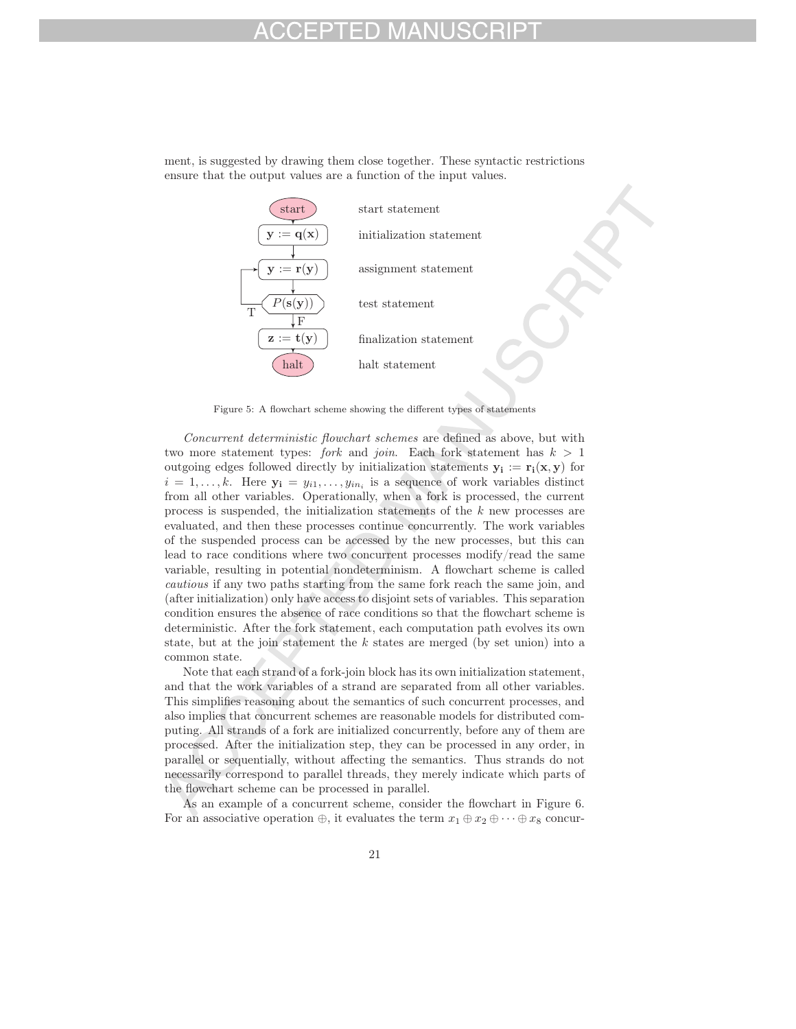ment, is suggested by drawing them close together. These syntactic restrictions ensure that the output values are a function of the input values.

| | |
|---|---|
| start | start statement |
| $\mathbf{y} := \mathbf{q}(\mathbf{x})$ | initialization statement |
| $\mathbf{y} := \mathbf{r}(\mathbf{y})$ | assignment statement |
| $P(\mathbf{s}(\mathbf{y}))$ (T / F) | test statement |
| $\mathbf{z} := \mathbf{t}(\mathbf{y})$ | finalization statement |
| halt | halt statement |

Figure 5: A flowchart scheme showing the different types of statements

*Concurrent deterministic flowchart schemes* are defined as above, but with two more statement types: *fork* and *join*. Each fork statement has $k > 1$ outgoing edges followed directly by initialization statements $\mathbf{y_i} := \mathbf{r_i}(\mathbf{x}, \mathbf{y})$ for $i = 1, \ldots, k$. Here $\mathbf{y_i} = y_{i1}, \ldots, y_{in_i}$ is a sequence of work variables distinct from all other variables. Operationally, when a fork is processed, the current process is suspended, the initialization statements of the $k$ new processes are evaluated, and then these processes continue concurrently. The work variables of the suspended process can be accessed by the new processes, but this can lead to race conditions where two concurrent processes modify/read the same variable, resulting in potential nondeterminism. A flowchart scheme is called *cautious* if any two paths starting from the same fork reach the same join, and (after initialization) only have access to disjoint sets of variables. This separation condition ensures the absence of race conditions so that the flowchart scheme is deterministic. After the fork statement, each computation path evolves its own state, but at the join statement the $k$ states are merged (by set union) into a common state.

Note that each strand of a fork-join block has its own initialization statement, and that the work variables of a strand are separated from all other variables. This simplifies reasoning about the semantics of such concurrent processes, and also implies that concurrent schemes are reasonable models for distributed computing. All strands of a fork are initialized concurrently, before any of them are processed. After the initialization step, they can be processed in any order, in parallel or sequentially, without affecting the semantics. Thus strands do not necessarily correspond to parallel threads, they merely indicate which parts of the flowchart scheme can be processed in parallel.

As an example of a concurrent scheme, consider the flowchart in Figure 6. For an associative operation $\oplus$, it evaluates the term $x_1 \oplus x_2 \oplus \cdots \oplus x_8$ concur-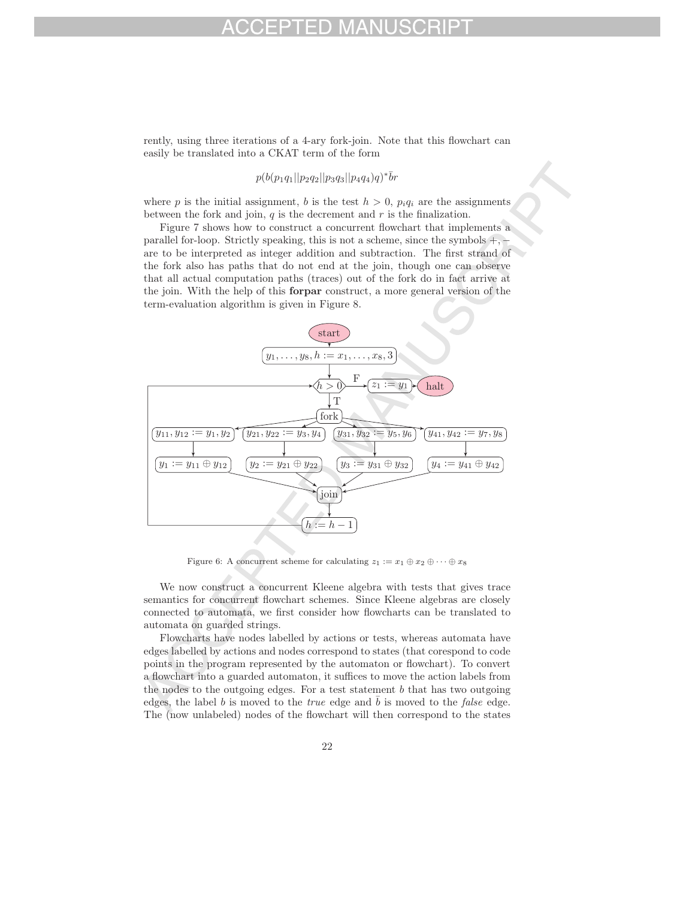rently, using three iterations of a 4-ary fork-join. Note that this flowchart can easily be translated into a CKAT term of the form

$$p(b(p_1q_1||p_2q_2||p_3q_3||p_4q_4)q)^*\bar{b}r$$

where $p$ is the initial assignment, $b$ is the test $h > 0$, $p_iq_i$ are the assignments between the fork and join, $q$ is the decrement and $r$ is the finalization.

Figure 7 shows how to construct a concurrent flowchart that implements a parallel for-loop. Strictly speaking, this is not a scheme, since the symbols $+, -$ are to be interpreted as integer addition and subtraction. The first strand of the fork also has paths that do not end at the join, though one can observe that all actual computation paths (traces) out of the fork do in fact arrive at the join. With the help of this **forpar** construct, a more general version of the term-evaluation algorithm is given in Figure 8.

Figure 6: A concurrent scheme for calculating $z_1 := x_1 \oplus x_2 \oplus \cdots \oplus x_8$

We now construct a concurrent Kleene algebra with tests that gives trace semantics for concurrent flowchart schemes. Since Kleene algebras are closely connected to automata, we first consider how flowcharts can be translated to automata on guarded strings.

Flowcharts have nodes labelled by actions or tests, whereas automata have edges labelled by actions and nodes correspond to states (that corespond to code points in the program represented by the automaton or flowchart). To convert a flowchart into a guarded automaton, it suffices to move the action labels from the nodes to the outgoing edges. For a test statement $b$ that has two outgoing edges, the label $b$ is moved to the *true* edge and $\bar{b}$ is moved to the *false* edge. The (now unlabeled) nodes of the flowchart will then correspond to the states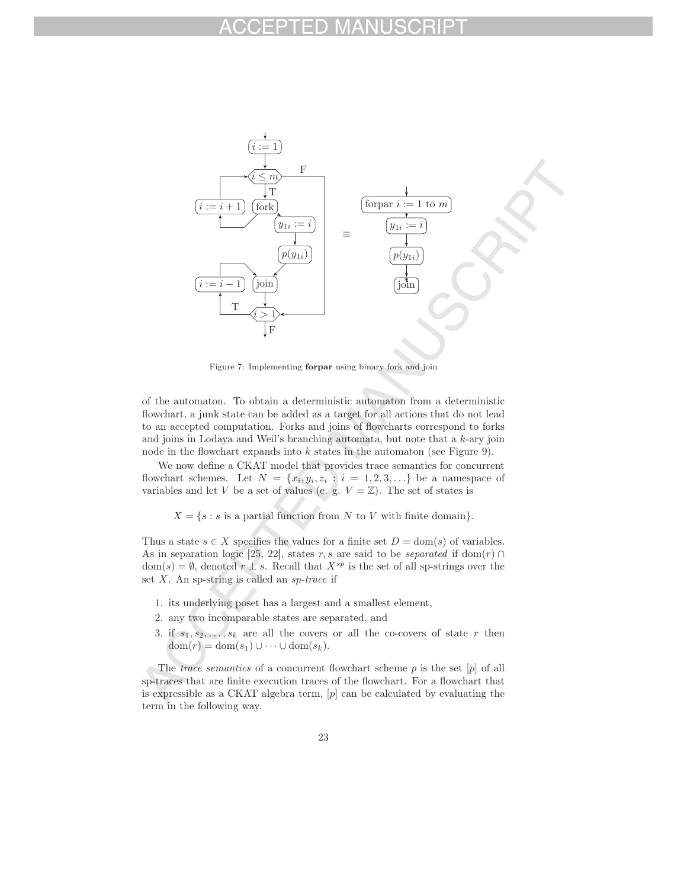Figure 7: Implementing **forpar** using binary fork and join

of the automaton. To obtain a deterministic automaton from a deterministic flowchart, a junk state can be added as a target for all actions that do not lead to an accepted computation. Forks and joins of flowcharts correspond to forks and joins in Lodaya and Weil's branching automata, but note that a $k$-ary join node in the flowchart expands into $k$ states in the automaton (see Figure 9).

We now define a CKAT model that provides trace semantics for concurrent flowchart schemes. Let $N = \{x_i, y_i, z_i : i = 1, 2, 3, \ldots\}$ be a namespace of variables and let $V$ be a set of values (e. g. $V = \mathbb{Z}$). The set of states is

$$X = \{s : s \text{ is a partial function from } N \text{ to } V \text{ with finite domain}\}.$$

Thus a state $s \in X$ specifies the values for a finite set $D = \mathrm{dom}(s)$ of variables. As in separation logic [25, 22], states $r, s$ are said to be *separated* if $\mathrm{dom}(r) \cap \mathrm{dom}(s) = \emptyset$, denoted $r \perp s$. Recall that $X^{sp}$ is the set of all sp-strings over the set $X$. An sp-string is called an *sp-trace* if

1. its underlying poset has a largest and a smallest element,
2. any two incomparable states are separated, and
3. if $s_1, s_2, \ldots, s_k$ are all the covers or all the co-covers of state $r$ then $\mathrm{dom}(r) = \mathrm{dom}(s_1) \cup \cdots \cup \mathrm{dom}(s_k)$.

The *trace semantics* of a concurrent flowchart scheme $p$ is the set $[p]$ of all sp-traces that are finite execution traces of the flowchart. For a flowchart that is expressible as a CKAT algebra term, $[p]$ can be calculated by evaluating the term in the following way.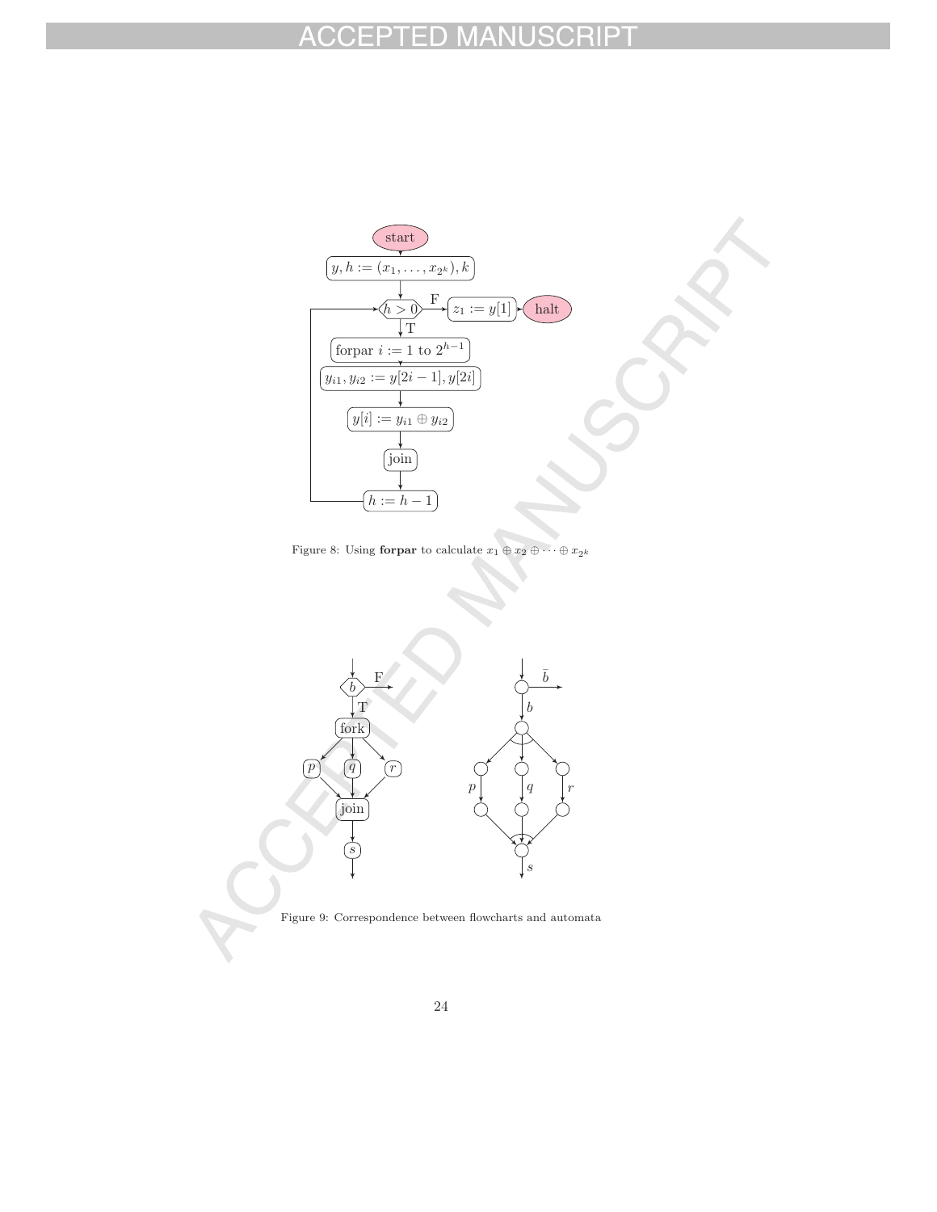Figure 8: Using **forpar** to calculate $x_1 \oplus x_2 \oplus \cdots \oplus x_{2^k}$

Figure 9: Correspondence between flowcharts and automata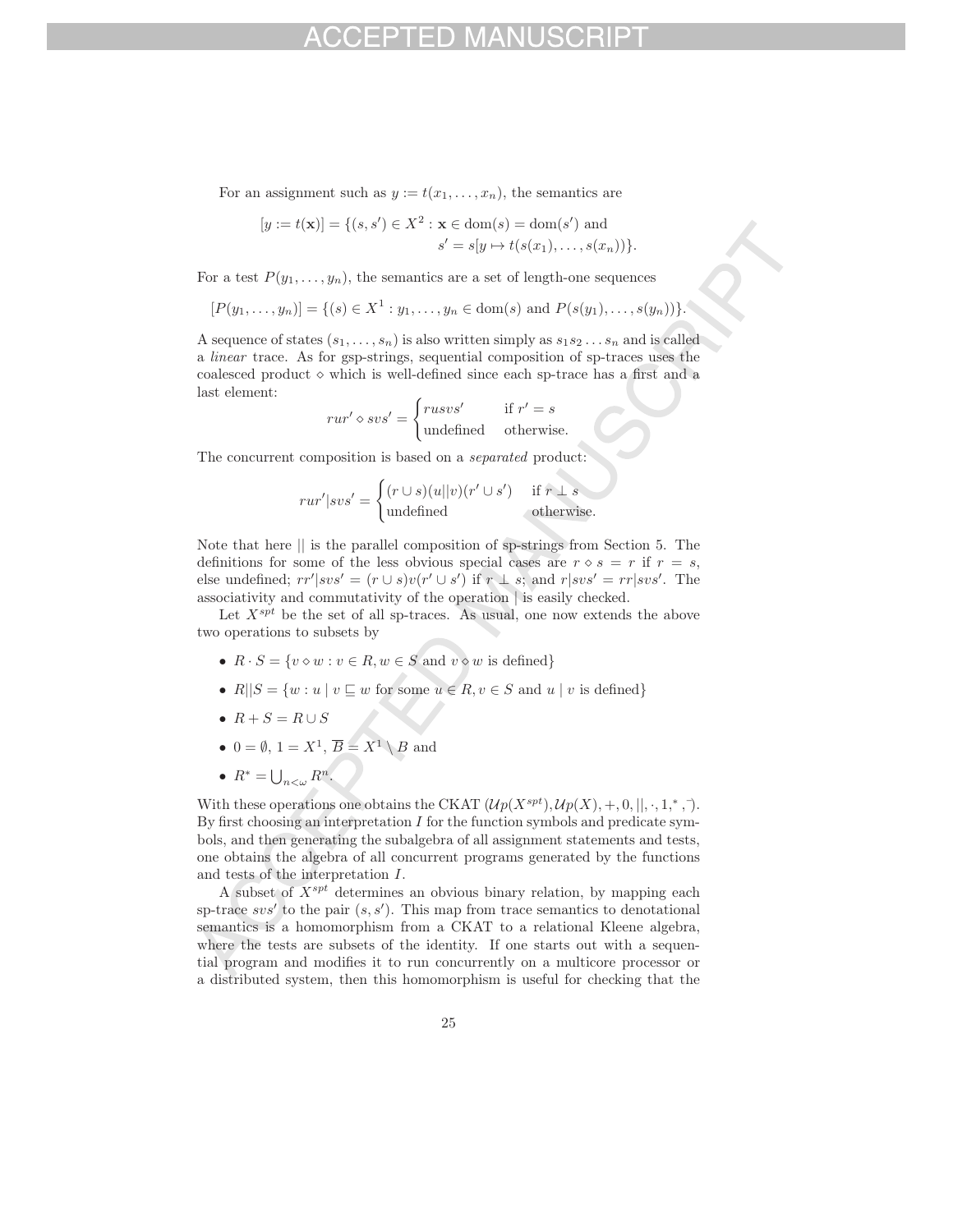For an assignment such as $y := t(x_1, \ldots, x_n)$, the semantics are

$$[y := t(\mathbf{x})] = \{(s, s') \in X^2 : \mathbf{x} \in \text{dom}(s) = \text{dom}(s') \text{ and } \\ s' = s[y \mapsto t(s(x_1), \ldots, s(x_n))\}.$$

For a test $P(y_1, \ldots, y_n)$, the semantics are a set of length-one sequences

$$[P(y_1, \ldots, y_n)] = \{(s) \in X^1 : y_1, \ldots, y_n \in \text{dom}(s) \text{ and } P(s(y_1), \ldots, s(y_n))\}.$$

A sequence of states $(s_1, \ldots, s_n)$ is also written simply as $s_1 s_2 \ldots s_n$ and is called a *linear* trace. As for gsp-strings, sequential composition of sp-traces uses the coalesced product $\diamond$ which is well-defined since each sp-trace has a first and a last element:

$$rur' \diamond svs' = \begin{cases} rusvs' & \text{if } r' = s \\ \text{undefined} & \text{otherwise.} \end{cases}$$

The concurrent composition is based on a *separated* product:

$$rur'|svs' = \begin{cases} (r \cup s)(u||v)(r' \cup s') & \text{if } r \perp s \\ \text{undefined} & \text{otherwise.} \end{cases}$$

Note that here $||$ is the parallel composition of sp-strings from Section 5. The definitions for some of the less obvious special cases are $r \diamond s = r$ if $r = s$, else undefined; $rr'|svs' = (r \cup s)v(r' \cup s')$ if $r \perp s$; and $r|svs' = rr|svs'$. The associativity and commutativity of the operation $|$ is easily checked.

Let $X^{spt}$ be the set of all sp-traces. As usual, one now extends the above two operations to subsets by

- $R \cdot S = \{v \diamond w : v \in R, w \in S \text{ and } v \diamond w \text{ is defined}\}$
- $R||S = \{w : u \mid v \sqsubseteq w \text{ for some } u \in R, v \in S \text{ and } u \mid v \text{ is defined}\}$
- $R + S = R \cup S$
- $0 = \emptyset$, $1 = X^1$, $\overline{B} = X^1 \setminus B$ and
- $R^* = \bigcup_{n<\omega} R^n$.

With these operations one obtains the CKAT $(\mathcal{U}p(X^{spt}), \mathcal{U}p(X), +, 0, ||, \cdot, 1, ^*, ^-)$. By first choosing an interpretation $I$ for the function symbols and predicate symbols, and then generating the subalgebra of all assignment statements and tests, one obtains the algebra of all concurrent programs generated by the functions and tests of the interpretation $I$.

A subset of $X^{spt}$ determines an obvious binary relation, by mapping each sp-trace $svs'$ to the pair $(s, s')$. This map from trace semantics to denotational semantics is a homomorphism from a CKAT to a relational Kleene algebra, where the tests are subsets of the identity. If one starts out with a sequential program and modifies it to run concurrently on a multicore processor or a distributed system, then this homomorphism is useful for checking that the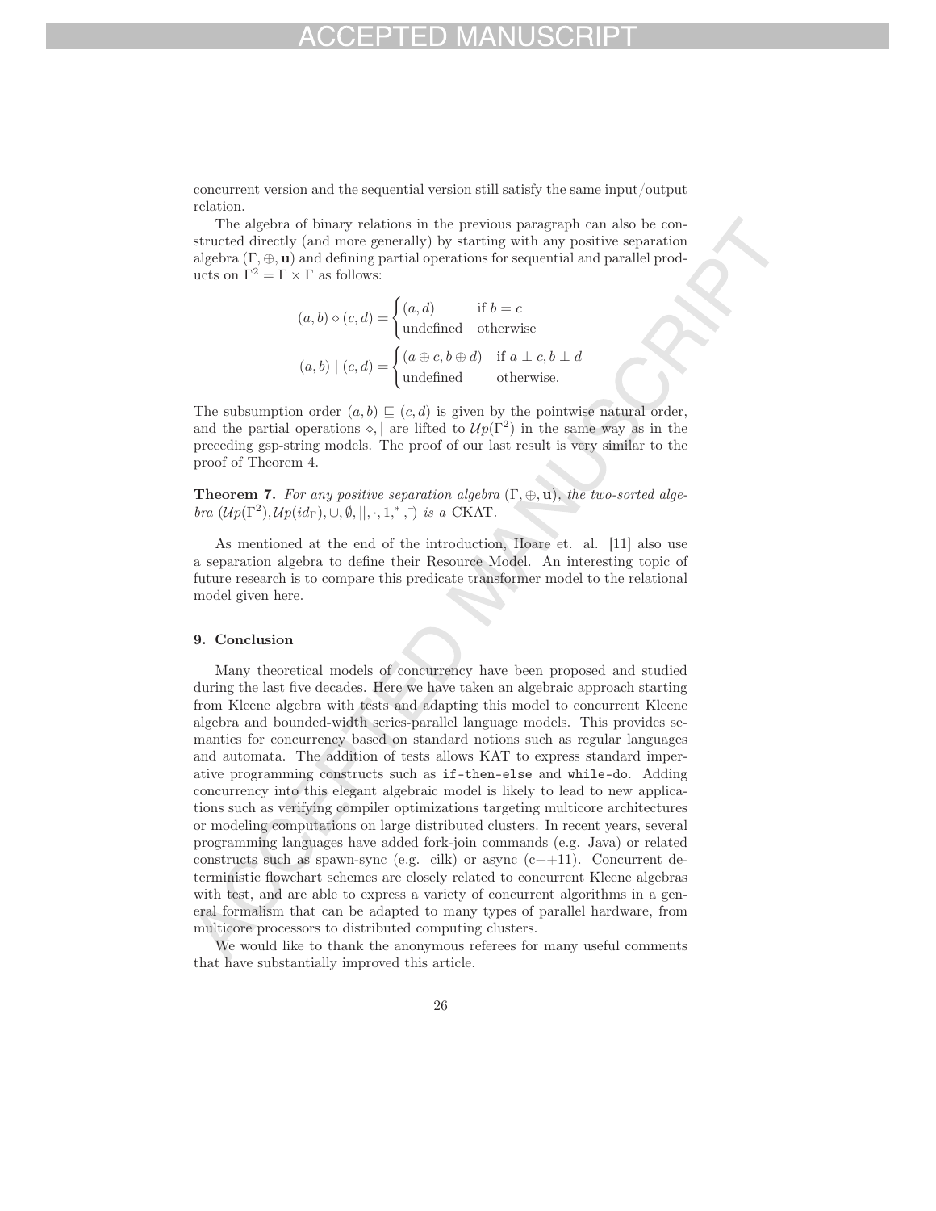concurrent version and the sequential version still satisfy the same input/output relation.

The algebra of binary relations in the previous paragraph can also be constructed directly (and more generally) by starting with any positive separation algebra $(\Gamma, \oplus, \mathbf{u})$ and defining partial operations for sequential and parallel products on $\Gamma^2 = \Gamma \times \Gamma$ as follows:

$$(a, b) \diamond (c, d) = \begin{cases} (a, d) & \text{if } b = c \\ \text{undefined} & \text{otherwise} \end{cases}$$

$$(a, b) \mid (c, d) = \begin{cases} (a \oplus c, b \oplus d) & \text{if } a \perp c, b \perp d \\ \text{undefined} & \text{otherwise.} \end{cases}$$

The subsumption order $(a, b) \sqsubseteq (c, d)$ is given by the pointwise natural order, and the partial operations $\diamond, \mid$ are lifted to $\mathcal{U}p(\Gamma^2)$ in the same way as in the preceding gsp-string models. The proof of our last result is very similar to the proof of Theorem 4.

**Theorem 7.** *For any positive separation algebra $(\Gamma, \oplus, \mathbf{u})$, the two-sorted algebra $(\mathcal{U}p(\Gamma^2), \mathcal{U}p(id_\Gamma), \cup, \emptyset, ||, \cdot, 1, ^*, ^-)$ is a* CKAT.

As mentioned at the end of the introduction, Hoare et. al. [11] also use a separation algebra to define their Resource Model. An interesting topic of future research is to compare this predicate transformer model to the relational model given here.

## 9. Conclusion

Many theoretical models of concurrency have been proposed and studied during the last five decades. Here we have taken an algebraic approach starting from Kleene algebra with tests and adapting this model to concurrent Kleene algebra and bounded-width series-parallel language models. This provides semantics for concurrency based on standard notions such as regular languages and automata. The addition of tests allows KAT to express standard imperative programming constructs such as `if-then-else` and `while-do`. Adding concurrency into this elegant algebraic model is likely to lead to new applications such as verifying compiler optimizations targeting multicore architectures or modeling computations on large distributed clusters. In recent years, several programming languages have added fork-join commands (e.g. Java) or related constructs such as spawn-sync (e.g. cilk) or async (c++11). Concurrent deterministic flowchart schemes are closely related to concurrent Kleene algebras with test, and are able to express a variety of concurrent algorithms in a general formalism that can be adapted to many types of parallel hardware, from multicore processors to distributed computing clusters.

We would like to thank the anonymous referees for many useful comments that have substantially improved this article.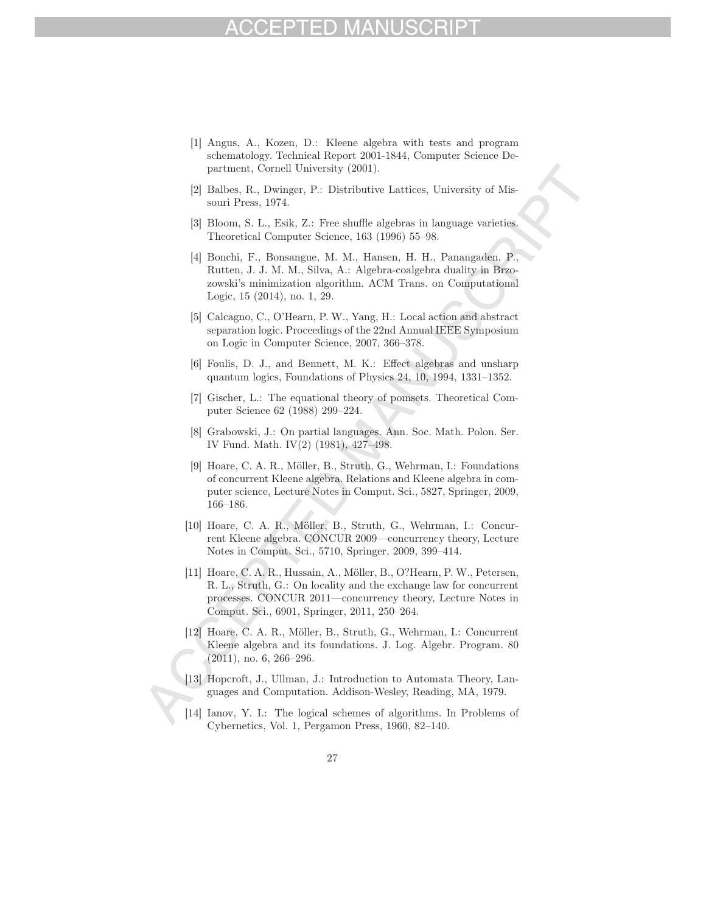[1] Angus, A., Kozen, D.: Kleene algebra with tests and program schematology. Technical Report 2001-1844, Computer Science Department, Cornell University (2001).

[2] Balbes, R., Dwinger, P.: Distributive Lattices, University of Missouri Press, 1974.

[3] Bloom, S. L., Esik, Z.: Free shuffle algebras in language varieties. Theoretical Computer Science, 163 (1996) 55–98.

[4] Bonchi, F., Bonsangue, M. M., Hansen, H. H., Panangaden, P., Rutten, J. J. M. M., Silva, A.: Algebra-coalgebra duality in Brzozowski's minimization algorithm. ACM Trans. on Computational Logic, 15 (2014), no. 1, 29.

[5] Calcagno, C., O'Hearn, P. W., Yang, H.: Local action and abstract separation logic. Proceedings of the 22nd Annual IEEE Symposium on Logic in Computer Science, 2007, 366–378.

[6] Foulis, D. J., and Bennett, M. K.: Effect algebras and unsharp quantum logics, Foundations of Physics 24, 10, 1994, 1331–1352.

[7] Gischer, L.: The equational theory of pomsets. Theoretical Computer Science 62 (1988) 299–224.

[8] Grabowski, J.: On partial languages. Ann. Soc. Math. Polon. Ser. IV Fund. Math. IV(2) (1981), 427–498.

[9] Hoare, C. A. R., Möller, B., Struth, G., Wehrman, I.: Foundations of concurrent Kleene algebra. Relations and Kleene algebra in computer science, Lecture Notes in Comput. Sci., 5827, Springer, 2009, 166–186.

[10] Hoare, C. A. R., Möller, B., Struth, G., Wehrman, I.: Concurrent Kleene algebra. CONCUR 2009—concurrency theory, Lecture Notes in Comput. Sci., 5710, Springer, 2009, 399–414.

[11] Hoare, C. A. R., Hussain, A., Möller, B., O?Hearn, P. W., Petersen, R. L., Struth, G.: On locality and the exchange law for concurrent processes. CONCUR 2011—concurrency theory, Lecture Notes in Comput. Sci., 6901, Springer, 2011, 250–264.

[12] Hoare, C. A. R., Möller, B., Struth, G., Wehrman, I.: Concurrent Kleene algebra and its foundations. J. Log. Algebr. Program. 80 (2011), no. 6, 266–296.

[13] Hopcroft, J., Ullman, J.: Introduction to Automata Theory, Languages and Computation. Addison-Wesley, Reading, MA, 1979.

[14] Ianov, Y. I.: The logical schemes of algorithms. In Problems of Cybernetics, Vol. 1, Pergamon Press, 1960, 82–140.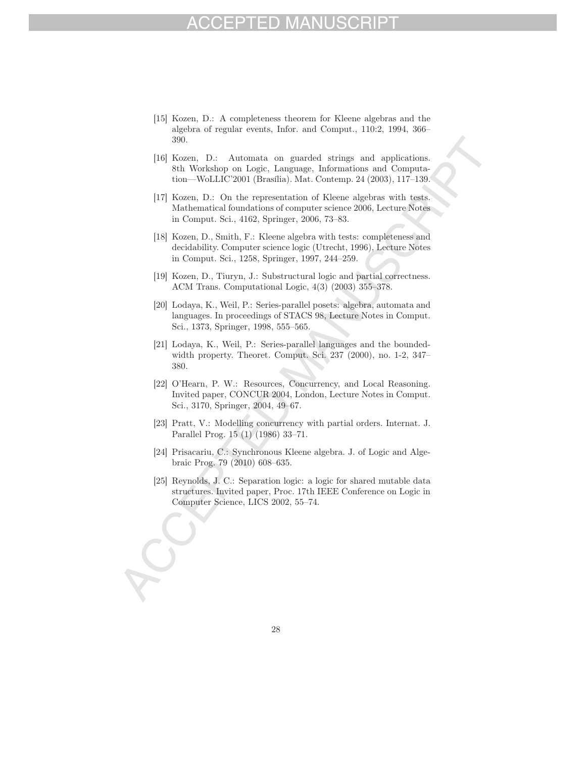[15] Kozen, D.: A completeness theorem for Kleene algebras and the algebra of regular events, Infor. and Comput., 110:2, 1994, 366–390.

[16] Kozen, D.: Automata on guarded strings and applications. 8th Workshop on Logic, Language, Informations and Computation—WoLLIC'2001 (Brasília). Mat. Contemp. 24 (2003), 117–139.

[17] Kozen, D.: On the representation of Kleene algebras with tests. Mathematical foundations of computer science 2006, Lecture Notes in Comput. Sci., 4162, Springer, 2006, 73–83.

[18] Kozen, D., Smith, F.: Kleene algebra with tests: completeness and decidability. Computer science logic (Utrecht, 1996), Lecture Notes in Comput. Sci., 1258, Springer, 1997, 244–259.

[19] Kozen, D., Tiuryn, J.: Substructural logic and partial correctness. ACM Trans. Computational Logic, 4(3) (2003) 355–378.

[20] Lodaya, K., Weil, P.: Series-parallel posets: algebra, automata and languages. In proceedings of STACS 98, Lecture Notes in Comput. Sci., 1373, Springer, 1998, 555–565.

[21] Lodaya, K., Weil, P.: Series-parallel languages and the bounded-width property. Theoret. Comput. Sci. 237 (2000), no. 1-2, 347–380.

[22] O'Hearn, P. W.: Resources, Concurrency, and Local Reasoning. Invited paper, CONCUR 2004, London, Lecture Notes in Comput. Sci., 3170, Springer, 2004, 49–67.

[23] Pratt, V.: Modelling concurrency with partial orders. Internat. J. Parallel Prog. 15 (1) (1986) 33–71.

[24] Prisacariu, C.: Synchronous Kleene algebra. J. of Logic and Algebraic Prog. 79 (2010) 608–635.

[25] Reynolds, J. C.: Separation logic: a logic for shared mutable data structures. Invited paper, Proc. 17th IEEE Conference on Logic in Computer Science, LICS 2002, 55–74.